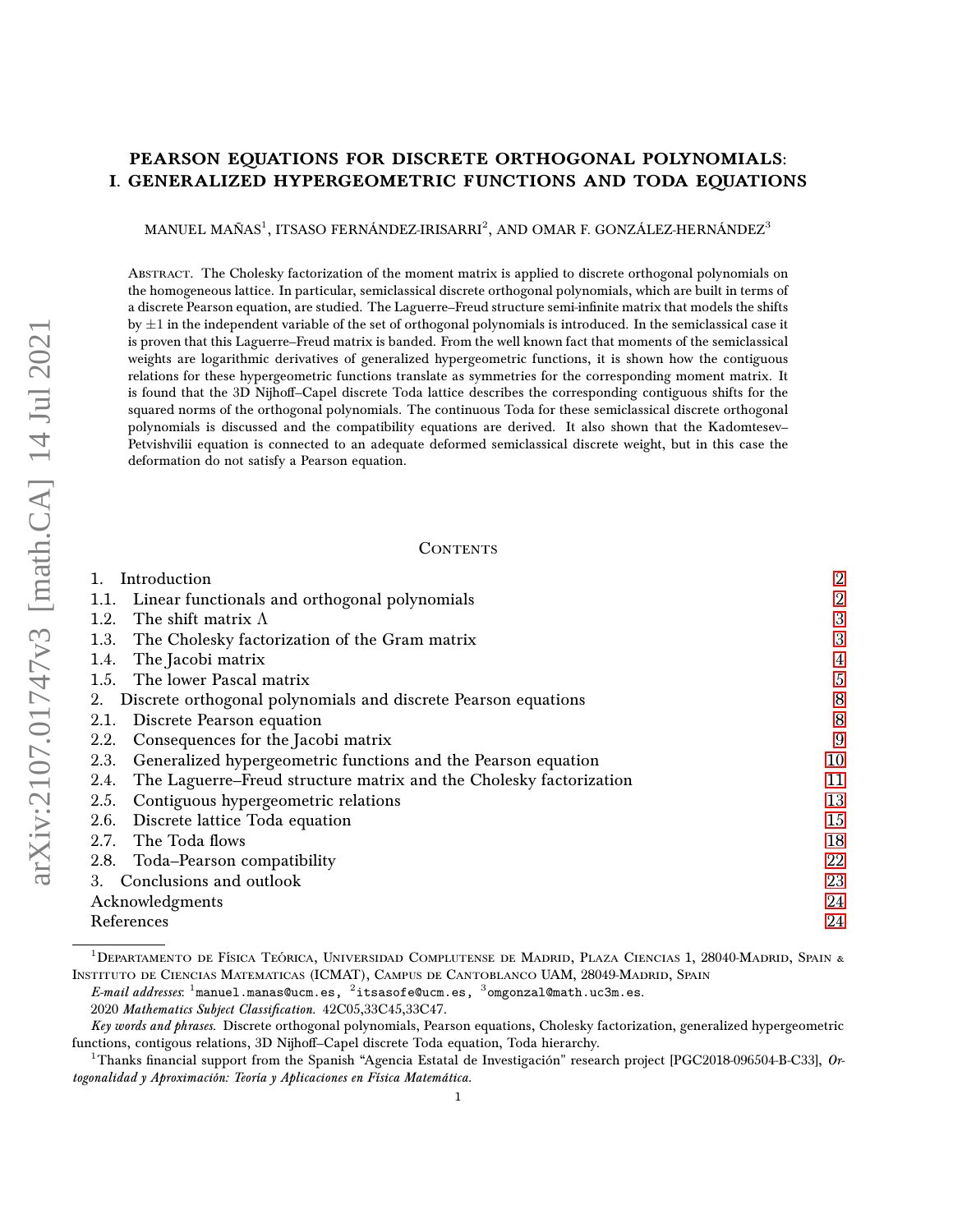# PEARSON EQUATIONS FOR DISCRETE ORTHOGONAL POLYNOMIALS: I. GENERALIZED HYPERGEOMETRIC FUNCTIONS AND TODA EQUATIONS

MANUEL MAÑAS[1], ITSASO FERNÁNDEZ-IRISARRI[2], AND OMAR F. GONZÁLEZ-HERNÁNDEZ[3]

ABSTRACT. The Cholesky factorization of the moment matrix is applied to discrete orthogonal polynomials on the homogeneous lattice. In particular, semiclassical discrete orthogonal polynomials, which are built in terms of a discrete Pearson equation, are studied. The Laguerre–Freud structure semi-infinite matrix that models the shifts by $\pm 1$ in the independent variable of the set of orthogonal polynomials is introduced. In the semiclassical case it is proven that this Laguerre–Freud matrix is banded. From the well known fact that moments of the semiclassical weights are logarithmic derivatives of generalized hypergeometric functions, it is shown how the contiguous relations for these hypergeometric functions translate as symmetries for the corresponding moment matrix. It is found that the 3D Nijhoff–Capel discrete Toda lattice describes the corresponding contiguous shifts for the squared norms of the orthogonal polynomials. The continuous Toda for these semiclassical discrete orthogonal polynomials is discussed and the compatibility equations are derived. It also shown that the Kadomtesev–Petvishvilii equation is connected to an adequate deformed semiclassical discrete weight, but in this case the deformation do not satisfy a Pearson equation.

## CONTENTS

| | |
|---|---|
| 1. Introduction | 2 |
| 1.1. Linear functionals and orthogonal polynomials | 2 |
| 1.2. The shift matrix $\Lambda$ | 3 |
| 1.3. The Cholesky factorization of the Gram matrix | 3 |
| 1.4. The Jacobi matrix | 4 |
| 1.5. The lower Pascal matrix | 5 |
| 2. Discrete orthogonal polynomials and discrete Pearson equations | 8 |
| 2.1. Discrete Pearson equation | 8 |
| 2.2. Consequences for the Jacobi matrix | 9 |
| 2.3. Generalized hypergeometric functions and the Pearson equation | 10 |
| 2.4. The Laguerre–Freud structure matrix and the Cholesky factorization | 11 |
| 2.5. Contiguous hypergeometric relations | 13 |
| 2.6. Discrete lattice Toda equation | 15 |
| 2.7. The Toda flows | 18 |
| 2.8. Toda–Pearson compatibility | 22 |
| 3. Conclusions and outlook | 23 |
| Acknowledgments | 24 |
| References | 24 |

[1]DEPARTAMENTO DE FÍSICA TEÓRICA, UNIVERSIDAD COMPLUTENSE DE MADRID, PLAZA CIENCIAS 1, 28040-MADRID, SPAIN & INSTITUTO DE CIENCIAS MATEMATICAS (ICMAT), CAMPUS DE CANTOBLANCO UAM, 28049-MADRID, SPAIN

*E-mail addresses*: [1]manuel.manas@ucm.es, [2]itsasofe@ucm.es, [3]omgonzal@math.uc3m.es.

2020 *Mathematics Subject Classification.* 42C05,33C45,33C47.

*Key words and phrases.* Discrete orthogonal polynomials, Pearson equations, Cholesky factorization, generalized hypergeometric functions, contigous relations, 3D Nijhoff–Capel discrete Toda equation, Toda hierarchy.

[1]Thanks financial support from the Spanish "Agencia Estatal de Investigación" research project [PGC2018-096504-B-C33], *Ortogonalidad y Aproximación: Teoría y Aplicaciones en Física Matemática*.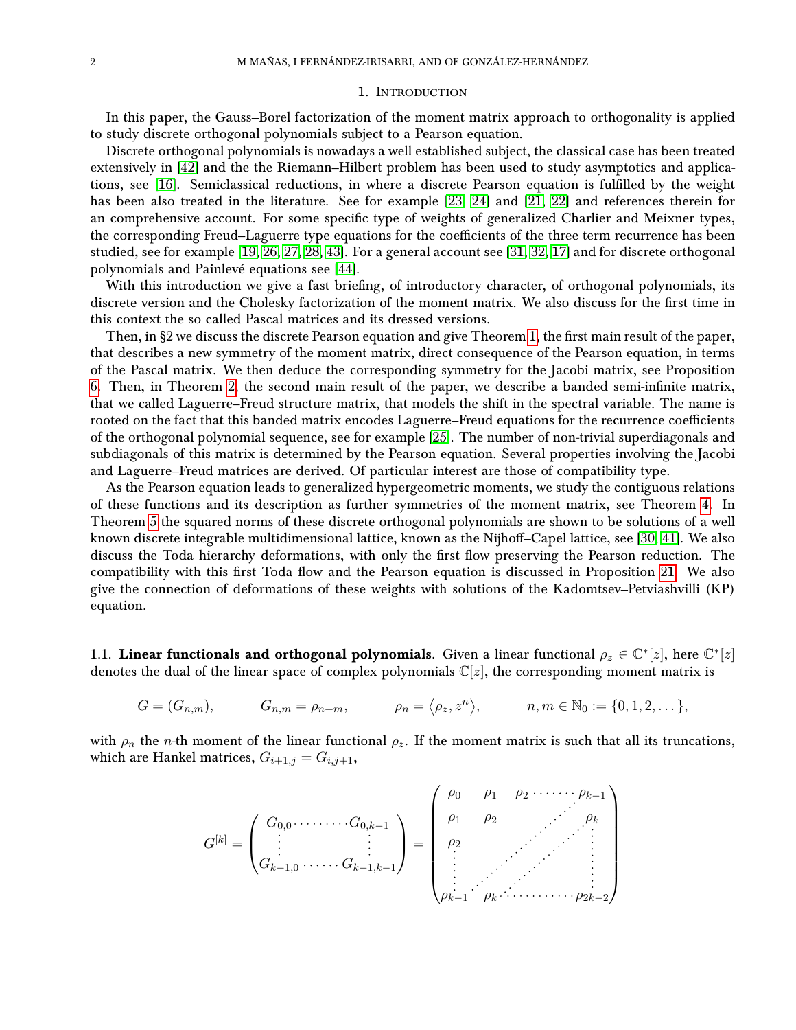## 1. Introduction

In this paper, the Gauss–Borel factorization of the moment matrix approach to orthogonality is applied to study discrete orthogonal polynomials subject to a Pearson equation.

Discrete orthogonal polynomials is nowadays a well established subject, the classical case has been treated extensively in [42] and the the Riemann–Hilbert problem has been used to study asymptotics and applications, see [16]. Semiclassical reductions, in where a discrete Pearson equation is fulfilled by the weight has been also treated in the literature. See for example [23, 24] and [21, 22] and references therein for an comprehensive account. For some specific type of weights of generalized Charlier and Meixner types, the corresponding Freud–Laguerre type equations for the coefficients of the three term recurrence has been studied, see for example [19, 26, 27, 28, 43]. For a general account see [31, 32, 17] and for discrete orthogonal polynomials and Painlevé equations see [44].

With this introduction we give a fast briefing, of introductory character, of orthogonal polynomials, its discrete version and the Cholesky factorization of the moment matrix. We also discuss for the first time in this context the so called Pascal matrices and its dressed versions.

Then, in §2 we discuss the discrete Pearson equation and give Theorem 1, the first main result of the paper, that describes a new symmetry of the moment matrix, direct consequence of the Pearson equation, in terms of the Pascal matrix. We then deduce the corresponding symmetry for the Jacobi matrix, see Proposition 6. Then, in Theorem 2, the second main result of the paper, we describe a banded semi-infinite matrix, that we called Laguerre–Freud structure matrix, that models the shift in the spectral variable. The name is rooted on the fact that this banded matrix encodes Laguerre–Freud equations for the recurrence coefficients of the orthogonal polynomial sequence, see for example [25]. The number of non-trivial superdiagonals and subdiagonals of this matrix is determined by the Pearson equation. Several properties involving the Jacobi and Laguerre–Freud matrices are derived. Of particular interest are those of compatibility type.

As the Pearson equation leads to generalized hypergeometric moments, we study the contiguous relations of these functions and its description as further symmetries of the moment matrix, see Theorem 4. In Theorem 5 the squared norms of these discrete orthogonal polynomials are shown to be solutions of a well known discrete integrable multidimensional lattice, known as the Nijhoff–Capel lattice, see [30, 41]. We also discuss the Toda hierarchy deformations, with only the first flow preserving the Pearson reduction. The compatibility with this first Toda flow and the Pearson equation is discussed in Proposition 21. We also give the connection of deformations of these weights with solutions of the Kadomtsev–Petviashvilli (KP) equation.

### 1.1. Linear functionals and orthogonal polynomials

**1.1. Linear functionals and orthogonal polynomials**. Given a linear functional $\rho_z \in \mathbb{C}^*[z]$, here $\mathbb{C}^*[z]$ denotes the dual of the linear space of complex polynomials $\mathbb{C}[z]$, the corresponding moment matrix is

$$G = (G_{n,m}), \qquad G_{n,m} = \rho_{n+m}, \qquad \rho_n = \langle \rho_z, z^n \rangle, \qquad n,m \in \mathbb{N}_0 := \{0,1,2,\dots\},$$

with $\rho_n$ the $n$-th moment of the linear functional $\rho_z$. If the moment matrix is such that all its truncations, which are Hankel matrices, $G_{i+1,j} = G_{i,j+1}$,

$$G^{[k]} = \begin{pmatrix} G_{0,0} & \cdots & G_{0,k-1} \\ \vdots & & \vdots \\ G_{k-1,0} & \cdots & G_{k-1,k-1} \end{pmatrix} = \begin{pmatrix} \rho_0 & \rho_1 & \rho_2 & \cdots & \rho_{k-1} \\ \rho_1 & \rho_2 & & \iddots & \rho_k \\ \rho_2 & & \iddots & \iddots & \vdots \\ \vdots & \iddots & \iddots & & \vdots \\ \rho_{k-1} & \rho_k & \cdots & \cdots & \rho_{2k-2} \end{pmatrix}$$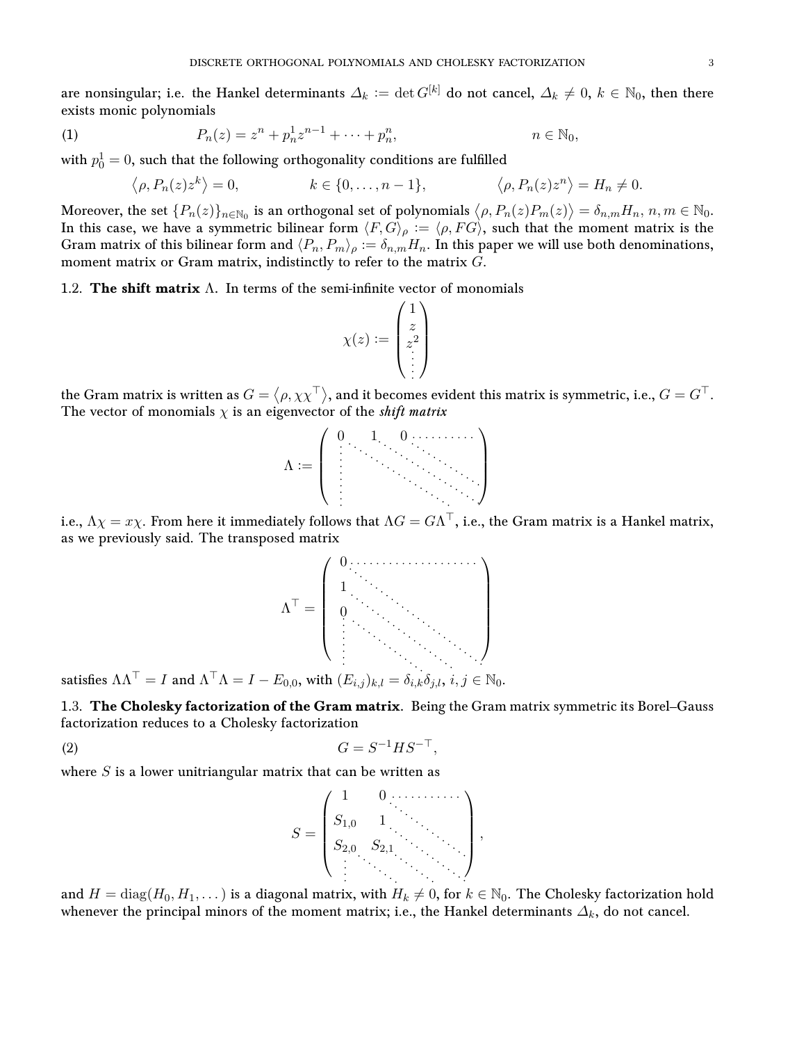are nonsingular; i.e. the Hankel determinants $\varDelta_k := \det G^{[k]}$ do not cancel, $\varDelta_k \neq 0$, $k \in \mathbb{N}_0$, then there exists monic polynomials

$$P_n(z) = z^n + p^1_n z^{n-1} + \cdots + p^n_n, \qquad n \in \mathbb{N}_0, \tag{1}$$

with $p^1_0 = 0$, such that the following orthogonality conditions are fulfilled

$$\langle \rho, P_n(z) z^k \rangle = 0, \qquad k \in \{0, \dots, n-1\}, \qquad \langle \rho, P_n(z) z^n \rangle = H_n \neq 0.$$

Moreover, the set $\{P_n(z)\}_{n \in \mathbb{N}_0}$ is an orthogonal set of polynomials $\langle \rho, P_n(z) P_m(z) \rangle = \delta_{n,m} H_n$, $n, m \in \mathbb{N}_0$. In this case, we have a symmetric bilinear form $\langle F, G \rangle_\rho := \langle \rho, FG \rangle$, such that the moment matrix is the Gram matrix of this bilinear form and $\langle P_n, P_m \rangle_\rho := \delta_{n,m} H_n$. In this paper we will use both denominations, moment matrix or Gram matrix, indistinctly to refer to the matrix $G$.

## 1.2. The shift matrix $\Lambda$.

In terms of the semi-infinite vector of monomials

$$\chi(z) := \begin{pmatrix} 1 \\ z \\ z^2 \\ \vdots \end{pmatrix}$$

the Gram matrix is written as $G = \langle \rho, \chi \chi^\top \rangle$, and it becomes evident this matrix is symmetric, i.e., $G = G^\top$. The vector of monomials $\chi$ is an eigenvector of the *shift matrix*

$$\Lambda := \begin{pmatrix} 0 & 1 & 0 & \cdots \\ \vdots & \ddots & \ddots & \ddots \\ & & & \end{pmatrix}$$

i.e., $\Lambda \chi = x \chi$. From here it immediately follows that $\Lambda G = G \Lambda^\top$, i.e., the Gram matrix is a Hankel matrix, as we previously said. The transposed matrix

$$\Lambda^\top = \begin{pmatrix} 0 & \cdots & \\ 1 & \ddots & \\ 0 & \ddots & \ddots \\ \vdots & \ddots & \ddots \end{pmatrix}$$

satisfies $\Lambda \Lambda^\top = I$ and $\Lambda^\top \Lambda = I - E_{0,0}$, with $(E_{i,j})_{k,l} = \delta_{i,k} \delta_{j,l}$, $i, j \in \mathbb{N}_0$.

## 1.3. The Cholesky factorization of the Gram matrix.

Being the Gram matrix symmetric its Borel–Gauss factorization reduces to a Cholesky factorization

$$G = S^{-1} H S^{-\top}, \tag{2}$$

where $S$ is a lower unitriangular matrix that can be written as

$$S = \begin{pmatrix} 1 & 0 & \cdots \\ S_{1,0} & 1 & \ddots \\ S_{2,0} & S_{2,1} & \ddots \\ \vdots & \ddots & \ddots \end{pmatrix},$$

and $H = \operatorname{diag}(H_0, H_1, \dots)$ is a diagonal matrix, with $H_k \neq 0$, for $k \in \mathbb{N}_0$. The Cholesky factorization hold whenever the principal minors of the moment matrix; i.e., the Hankel determinants $\varDelta_k$, do not cancel.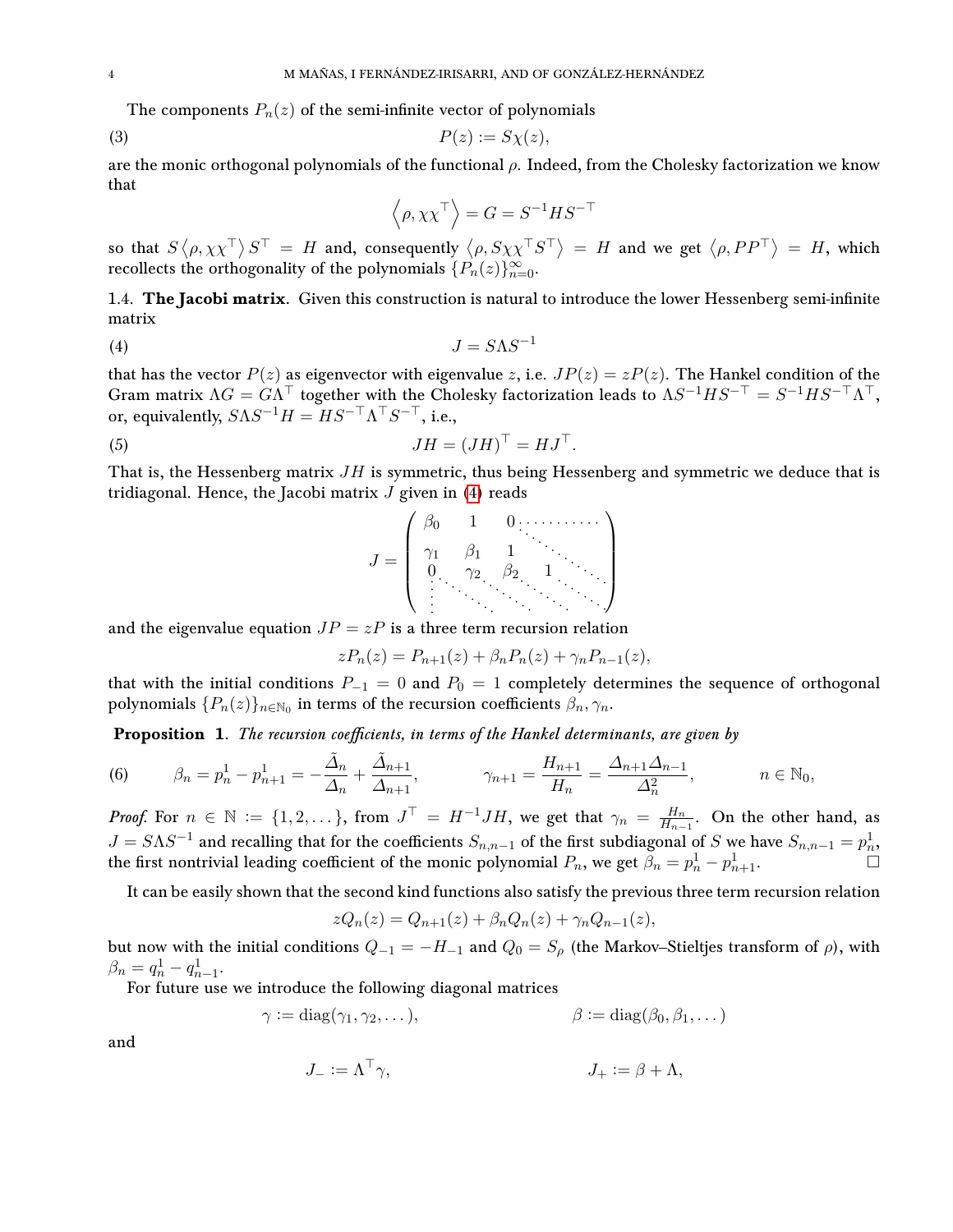The components $P_n(z)$ of the semi-infinite vector of polynomials

$$P(z) := S\chi(z), \tag{3}$$

are the monic orthogonal polynomials of the functional $\rho$. Indeed, from the Cholesky factorization we know that

$$\left\langle \rho, \chi\chi^\top \right\rangle = G = S^{-1}HS^{-\top}$$

so that $S\left\langle \rho, \chi\chi^\top \right\rangle S^\top = H$ and, consequently $\left\langle \rho, S\chi\chi^\top S^\top \right\rangle = H$ and we get $\left\langle \rho, PP^\top \right\rangle = H$, which recollects the orthogonality of the polynomials $\{P_n(z)\}_{n=0}^\infty$.

## 1.4. The Jacobi matrix

Given this construction is natural to introduce the lower Hessenberg semi-infinite matrix

$$J = S\Lambda S^{-1} \tag{4}$$

that has the vector $P(z)$ as eigenvector with eigenvalue $z$, i.e. $JP(z) = zP(z)$. The Hankel condition of the Gram matrix $\Lambda G = G\Lambda^\top$ together with the Cholesky factorization leads to $\Lambda S^{-1}HS^{-\top} = S^{-1}HS^{-\top}\Lambda^\top$, or, equivalently, $S\Lambda S^{-1}H = HS^{-\top}\Lambda^\top S^{-\top}$, i.e.,

$$JH = (JH)^\top = HJ^\top. \tag{5}$$

That is, the Hessenberg matrix $JH$ is symmetric, thus being Hessenberg and symmetric we deduce that is tridiagonal. Hence, the Jacobi matrix $J$ given in (4) reads

$$J = \begin{pmatrix} \beta_0 & 1 & 0 & \cdots & \cdots \\ \gamma_1 & \beta_1 & 1 & \ddots & \\ 0 & \gamma_2 & \beta_2 & 1 & \ddots \\ \vdots & \ddots & \ddots & \ddots & \ddots \end{pmatrix}$$

and the eigenvalue equation $JP = zP$ is a three term recursion relation

$$zP_n(z) = P_{n+1}(z) + \beta_n P_n(z) + \gamma_n P_{n-1}(z),$$

that with the initial conditions $P_{-1} = 0$ and $P_0 = 1$ completely determines the sequence of orthogonal polynomials $\{P_n(z)\}_{n\in\mathbb{N}_0}$ in terms of the recursion coefficients $\beta_n, \gamma_n$.

**Proposition 1**. *The recursion coefficients, in terms of the Hankel determinants, are given by*

$$\beta_n = p^1_n - p^1_{n+1} = -\frac{\tilde{\varDelta}_n}{\varDelta_n} + \frac{\tilde{\varDelta}_{n+1}}{\varDelta_{n+1}}, \qquad \gamma_{n+1} = \frac{H_{n+1}}{H_n} = \frac{\varDelta_{n+1}\varDelta_{n-1}}{\varDelta_n^2}, \qquad n \in \mathbb{N}_0, \tag{6}$$

*Proof.* For $n \in \mathbb{N} := \{1, 2, \dots\}$, from $J^\top = H^{-1}JH$, we get that $\gamma_n = \frac{H_n}{H_{n-1}}$. On the other hand, as $J = S\Lambda S^{-1}$ and recalling that for the coefficients $S_{n,n-1}$ of the first subdiagonal of $S$ we have $S_{n,n-1} = p^1_n$, the first nontrivial leading coefficient of the monic polynomial $P_n$, we get $\beta_n = p^1_n - p^1_{n+1}$. □

It can be easily shown that the second kind functions also satisfy the previous three term recursion relation

$$zQ_n(z) = Q_{n+1}(z) + \beta_n Q_n(z) + \gamma_n Q_{n-1}(z),$$

but now with the initial conditions $Q_{-1} = -H_{-1}$ and $Q_0 = S_\rho$ (the Markov–Stieltjes transform of $\rho$), with $\beta_n = q^1_n - q^1_{n-1}$.

For future use we introduce the following diagonal matrices

$$\gamma := \operatorname{diag}(\gamma_1, \gamma_2, \dots), \qquad \beta := \operatorname{diag}(\beta_0, \beta_1, \dots)$$

and

$$J_- := \Lambda^\top \gamma, \qquad J_+ := \beta + \Lambda,$$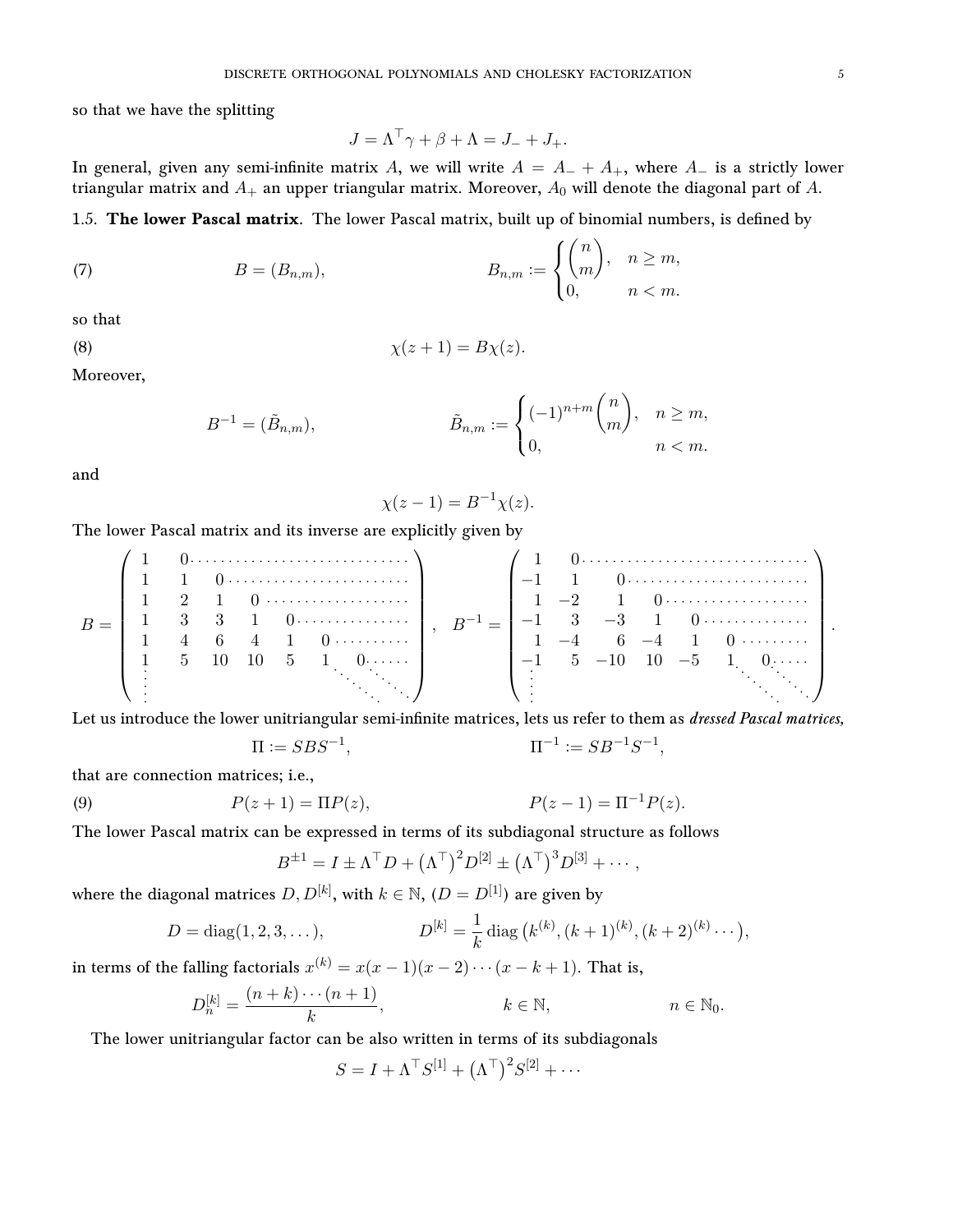so that we have the splitting

$$J = \Lambda^\top \gamma + \beta + \Lambda = J_- + J_+.$$

In general, given any semi-infinite matrix $A$, we will write $A = A_- + A_+$, where $A_-$ is a strictly lower triangular matrix and $A_+$ an upper triangular matrix. Moreover, $A_0$ will denote the diagonal part of $A$.

### 1.5. **The lower Pascal matrix**.

The lower Pascal matrix, built up of binomial numbers, is defined by

$$B = (B_{n,m}), \qquad B_{n,m} := \begin{cases} \dbinom{n}{m}, & n \geq m, \\ 0, & n < m. \end{cases} \tag{7}$$

so that

$$\chi(z+1) = B\chi(z). \tag{8}$$

Moreover,

$$B^{-1} = (\tilde{B}_{n,m}), \qquad \tilde{B}_{n,m} := \begin{cases} (-1)^{n+m}\dbinom{n}{m}, & n \geq m, \\ 0, & n < m. \end{cases}$$

and

$$\chi(z-1) = B^{-1}\chi(z).$$

The lower Pascal matrix and its inverse are explicitly given by

$$B = \begin{pmatrix} 1 & 0 & \cdots & & & & \\ 1 & 1 & 0 & \cdots & & & \\ 1 & 2 & 1 & 0 & \cdots & & \\ 1 & 3 & 3 & 1 & 0 & \cdots & \\ 1 & 4 & 6 & 4 & 1 & 0 & \cdots \\ 1 & 5 & 10 & 10 & 5 & 1 & 0 \cdots \\ \vdots & & & & & \ddots & \ddots \end{pmatrix}, \quad B^{-1} = \begin{pmatrix} 1 & 0 & \cdots & & & & \\ -1 & 1 & 0 & \cdots & & & \\ 1 & -2 & 1 & 0 & \cdots & & \\ -1 & 3 & -3 & 1 & 0 & \cdots & \\ 1 & -4 & 6 & -4 & 1 & 0 & \cdots \\ -1 & 5 & -10 & 10 & -5 & 1 & 0 \cdots \\ \vdots & & & & & \ddots & \ddots \end{pmatrix}.$$

Let us introduce the lower unitriangular semi-infinite matrices, lets us refer to them as *dressed Pascal matrices,*

$$\Pi := SBS^{-1}, \qquad \Pi^{-1} := SB^{-1}S^{-1},$$

that are connection matrices; i.e.,

$$P(z+1) = \Pi P(z), \qquad P(z-1) = \Pi^{-1}P(z). \tag{9}$$

The lower Pascal matrix can be expressed in terms of its subdiagonal structure as follows

$$B^{\pm 1} = I \pm \Lambda^\top D + \left(\Lambda^\top\right)^2 D^{[2]} \pm \left(\Lambda^\top\right)^3 D^{[3]} + \cdots,$$

where the diagonal matrices $D, D^{[k]}$, with $k \in \mathbb{N}$, ($D = D^{[1]}$) are given by

$$D = \operatorname{diag}(1, 2, 3, \dots), \qquad D^{[k]} = \frac{1}{k}\operatorname{diag}\left(k^{(k)}, (k+1)^{(k)}, (k+2)^{(k)} \cdots\right),$$

in terms of the falling factorials $x^{(k)} = x(x-1)(x-2)\cdots(x-k+1)$. That is,

$$D^{[k]}_n = \frac{(n+k)\cdots(n+1)}{k}, \qquad k \in \mathbb{N}, \qquad n \in \mathbb{N}_0.$$

The lower unitriangular factor can be also written in terms of its subdiagonals

$$S = I + \Lambda^\top S^{[1]} + \left(\Lambda^\top\right)^2 S^{[2]} + \cdots$$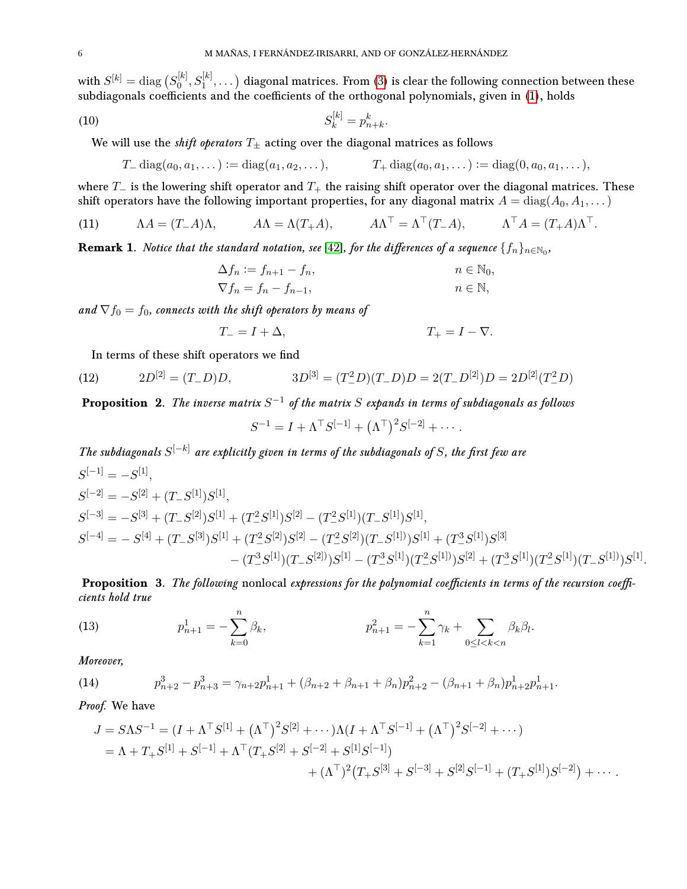with $S^{[k]} = \operatorname{diag}\left(S_0^{[k]}, S_1^{[k]}, \dots\right)$ diagonal matrices. From (3) is clear the following connection between these subdiagonals coefficients and the coefficients of the orthogonal polynomials, given in (1), holds

$$S_k^{[k]} = p_{n+k}^k. \tag{10}$$

We will use the *shift operators* $T_\pm$ acting over the diagonal matrices as follows

$$T_- \operatorname{diag}(a_0, a_1, \dots) := \operatorname{diag}(a_1, a_2, \dots), \qquad T_+ \operatorname{diag}(a_0, a_1, \dots) := \operatorname{diag}(0, a_0, a_1, \dots),$$

where $T_-$ is the lowering shift operator and $T_+$ the raising shift operator over the diagonal matrices. These shift operators have the following important properties, for any diagonal matrix $A = \operatorname{diag}(A_0, A_1, \dots)$

$$\Lambda A = (T_- A)\Lambda, \qquad A\Lambda = \Lambda(T_+ A), \qquad A\Lambda^\top = \Lambda^\top(T_- A), \qquad \Lambda^\top A = (T_+ A)\Lambda^\top. \tag{11}$$

**Remark 1**. *Notice that the standard notation, see [42], for the differences of a sequence $\{f_n\}_{n\in\mathbb{N}_0}$,*

$$\begin{aligned}
\Delta f_n &:= f_{n+1} - f_n, & n &\in \mathbb{N}_0,\\
\nabla f_n &= f_n - f_{n-1}, & n &\in \mathbb{N},
\end{aligned}$$

*and $\nabla f_0 = f_0$, connects with the shift operators by means of*

$$T_- = I + \Delta, \qquad T_+ = I - \nabla.$$

In terms of these shift operators we find

$$2D^{[2]} = (T_- D)D, \qquad 3D^{[3]} = (T_-^2 D)(T_- D)D = 2(T_- D^{[2]})D = 2D^{[2]}(T_-^2 D) \tag{12}$$

**Proposition 2**. *The inverse matrix $S^{-1}$ of the matrix $S$ expands in terms of subdiagonals as follows*

$$S^{-1} = I + \Lambda^\top S^{[-1]} + \left(\Lambda^\top\right)^2 S^{[-2]} + \cdots.$$

*The subdiagonals $S^{[-k]}$ are explicitly given in terms of the subdiagonals of $S$, the first few are*

$$\begin{aligned}
S^{[-1]} &= -S^{[1]},\\
S^{[-2]} &= -S^{[2]} + (T_- S^{[1]})S^{[1]},\\
S^{[-3]} &= -S^{[3]} + (T_- S^{[2]})S^{[1]} + (T_-^2 S^{[1]})S^{[2]} - (T_-^2 S^{[1]})(T_- S^{[1]})S^{[1]},\\
S^{[-4]} &= -S^{[4]} + (T_- S^{[3]})S^{[1]} + (T_-^2 S^{[2]})S^{[2]} - (T_-^2 S^{[2]})(T_- S^{[1]})S^{[1]} + (T_-^3 S^{[1]})S^{[3]}\\
&\qquad - (T_-^3 S^{[1]})(T_- S^{[2]})S^{[1]} - (T_-^3 S^{[1]})(T_-^2 S^{[1]})S^{[2]} + (T_-^3 S^{[1]})(T_-^2 S^{[1]})(T_- S^{[1]})S^{[1]}.
\end{aligned}$$

**Proposition 3**. *The following* nonlocal *expressions for the polynomial coefficients in terms of the recursion coefficients hold true*

$$p_{n+1}^1 = -\sum_{k=0}^{n} \beta_k, \qquad p_{n+1}^2 = -\sum_{k=1}^{n} \gamma_k + \sum_{0\leq l<k<n} \beta_k \beta_l. \tag{13}$$

*Moreover,*

$$p_{n+2}^3 - p_{n+3}^3 = \gamma_{n+2} p_{n+1}^1 + (\beta_{n+2} + \beta_{n+1} + \beta_n)p_{n+2}^2 - (\beta_{n+1} + \beta_n)p_{n+2}^1 p_{n+1}^1. \tag{14}$$

*Proof.* We have

$$\begin{aligned}
J = S\Lambda S^{-1} &= (I + \Lambda^\top S^{[1]} + \left(\Lambda^\top\right)^2 S^{[2]} + \cdots)\Lambda(I + \Lambda^\top S^{[-1]} + \left(\Lambda^\top\right)^2 S^{[-2]} + \cdots)\\
&= \Lambda + T_+ S^{[1]} + S^{[-1]} + \Lambda^\top (T_+ S^{[2]} + S^{[-2]} + S^{[1]} S^{[-1]})\\
&\qquad + \left(\Lambda^\top\right)^2 \left(T_+ S^{[3]} + S^{[-3]} + S^{[2]} S^{[-1]} + (T_+ S^{[1]})S^{[-2]}\right) + \cdots.
\end{aligned}$$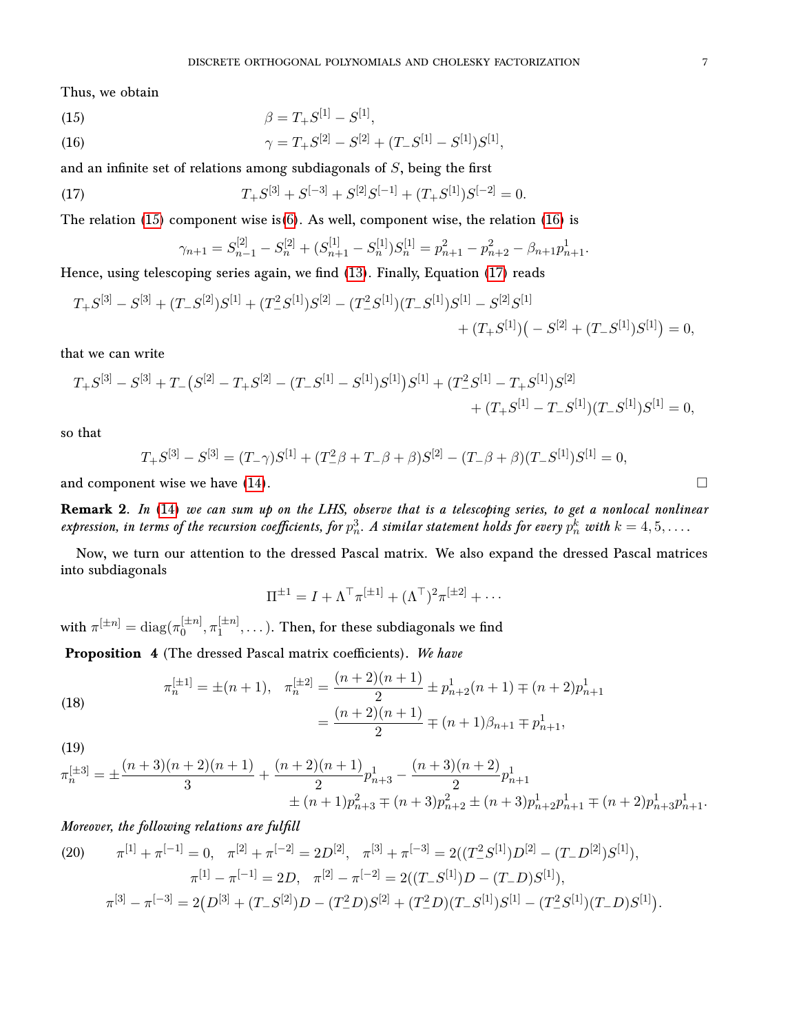Thus, we obtain

$$\beta = T_+S^{[1]} - S^{[1]}, \tag{15}$$

$$\gamma = T_+S^{[2]} - S^{[2]} + (T_-S^{[1]} - S^{[1]})S^{[1]}, \tag{16}$$

and an infinite set of relations among subdiagonals of $S$, being the first

$$T_+S^{[3]} + S^{[-3]} + S^{[2]}S^{[-1]} + (T_+S^{[1]})S^{[-2]} = 0. \tag{17}$$

The relation (15) component wise is(6). As well, component wise, the relation (16) is

$$\gamma_{n+1} = S^{[2]}_{n-1} - S^{[2]}_n + (S^{[1]}_{n+1} - S^{[1]}_n)S^{[1]}_n = p^2_{n+1} - p^2_{n+2} - \beta_{n+1}p^1_{n+1}.$$

Hence, using telescoping series again, we find (13). Finally, Equation (17) reads

$$T_+S^{[3]} - S^{[3]} + (T_-S^{[2]})S^{[1]} + (T_-^2S^{[1]})S^{[2]} - (T_-^2S^{[1]})(T_-S^{[1]})S^{[1]} - S^{[2]}S^{[1]} + (T_+S^{[1]})\big(-S^{[2]} + (T_-S^{[1]})S^{[1]}\big) = 0,$$

that we can write

$$T_+S^{[3]} - S^{[3]} + T_-\big(S^{[2]} - T_+S^{[2]} - (T_-S^{[1]} - S^{[1]})S^{[1]}\big)S^{[1]} + (T_-^2S^{[1]} - T_+S^{[1]})S^{[2]} + (T_+S^{[1]} - T_-S^{[1]})(T_-S^{[1]})S^{[1]} = 0,$$

so that

$$T_+S^{[3]} - S^{[3]} = (T_-\gamma)S^{[1]} + (T_-^2\beta + T_-\beta + \beta)S^{[2]} - (T_-\beta + \beta)(T_-S^{[1]})S^{[1]} = 0,$$

and component wise we have (14). □

**Remark 2.** *In (14) we can sum up on the LHS, observe that is a telescoping series, to get a nonlocal nonlinear expression, in terms of the recursion coefficients, for $p^3_n$. A similar statement holds for every $p^k_n$ with $k = 4, 5, \ldots$.*

Now, we turn our attention to the dressed Pascal matrix. We also expand the dressed Pascal matrices into subdiagonals

$$\Pi^{\pm1} = I + \Lambda^\top\pi^{[\pm1]} + (\Lambda^\top)^2\pi^{[\pm2]} + \cdots$$

with $\pi^{[\pm n]} = \operatorname{diag}(\pi^{[\pm n]}_0, \pi^{[\pm n]}_1, \ldots)$. Then, for these subdiagonals we find

**Proposition 4** (The dressed Pascal matrix coefficients). *We have*

$$\begin{aligned}\pi^{[\pm1]}_n = \pm(n+1), \quad \pi^{[\pm2]}_n &= \frac{(n+2)(n+1)}{2} \pm p^1_{n+2}(n+1) \mp (n+2)p^1_{n+1}\\ &= \frac{(n+2)(n+1)}{2} \mp (n+1)\beta_{n+1} \mp p^1_{n+1},\end{aligned} \tag{18}$$

$$\begin{aligned}\pi^{[\pm3]}_n = \pm\frac{(n+3)(n+2)(n+1)}{3} &+ \frac{(n+2)(n+1)}{2}p^1_{n+3} - \frac{(n+3)(n+2)}{2}p^1_{n+1}\\ &\pm (n+1)p^2_{n+3} \mp (n+3)p^2_{n+2} \pm (n+3)p^1_{n+2}p^1_{n+1} \mp (n+2)p^1_{n+3}p^1_{n+1}.\end{aligned} \tag{19}$$

*Moreover, the following relations are fulfill*

$$\begin{aligned}\pi^{[1]} + \pi^{[-1]} = 0, \quad \pi^{[2]} + \pi^{[-2]} &= 2D^{[2]}, \quad \pi^{[3]} + \pi^{[-3]} = 2((T_-^2S^{[1]})D^{[2]} - (T_-D^{[2]})S^{[1]}),\\ \pi^{[1]} - \pi^{[-1]} &= 2D, \quad \pi^{[2]} - \pi^{[-2]} = 2((T_-S^{[1]})D - (T_-D)S^{[1]}),\\ \pi^{[3]} - \pi^{[-3]} = 2\big(D^{[3]} + (T_-S^{[2]})D &- (T_-^2D)S^{[2]} + (T_-^2D)(T_-S^{[1]})S^{[1]} - (T_-^2S^{[1]})(T_-D)S^{[1]}\big).\end{aligned} \tag{20}$$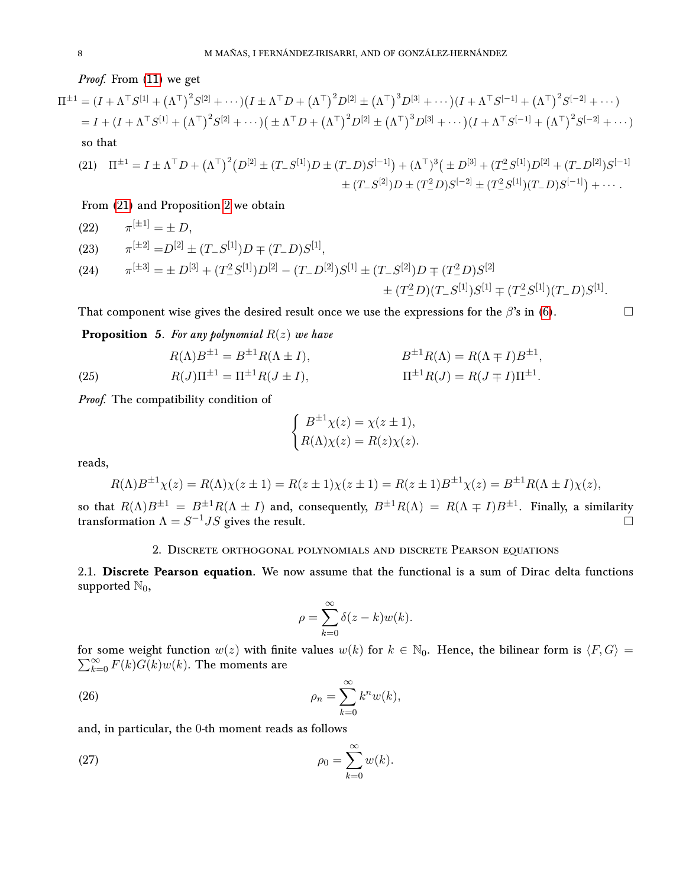*Proof.* From (11) we get

$$
\begin{aligned}
\Pi^{\pm 1} &= \left(I + \Lambda^\top S^{[1]} + \left(\Lambda^\top\right)^2 S^{[2]} + \cdots\right)\left(I \pm \Lambda^\top D + \left(\Lambda^\top\right)^2 D^{[2]} \pm \left(\Lambda^\top\right)^3 D^{[3]} + \cdots\right)\left(I + \Lambda^\top S^{[-1]} + \left(\Lambda^\top\right)^2 S^{[-2]} + \cdots\right) \\
&= I + \left(I + \Lambda^\top S^{[1]} + \left(\Lambda^\top\right)^2 S^{[2]} + \cdots\right)\left( \pm \Lambda^\top D + \left(\Lambda^\top\right)^2 D^{[2]} \pm \left(\Lambda^\top\right)^3 D^{[3]} + \cdots\right)\left(I + \Lambda^\top S^{[-1]} + \left(\Lambda^\top\right)^2 S^{[-2]} + \cdots\right)
\end{aligned}
$$

so that

$$
\begin{aligned}
\Pi^{\pm 1} = I \pm \Lambda^\top D + \left(\Lambda^\top\right)^2\left(D^{[2]} \pm (T_- S^{[1]})D \pm (T_- D)S^{[-1]}\right) + (\Lambda^\top)^3\big( \pm D^{[3]} + (T_-^2 S^{[1]})D^{[2]} + (T_- D^{[2]})S^{[-1]} \\
\pm (T_- S^{[2]})D \pm (T_-^2 D)S^{[-2]} \pm (T_-^2 S^{[1]})(T_- D)S^{[-1]}\big) + \cdots .
\end{aligned} \tag{21}
$$

From (21) and Proposition 2 we obtain

$$
\pi^{[\pm 1]} = \pm D, \tag{22}
$$

$$
\pi^{[\pm 2]} = D^{[2]} \pm (T_- S^{[1]})D \mp (T_- D)S^{[1]}, \tag{23}
$$

$$
\begin{aligned}
\pi^{[\pm 3]} = \pm D^{[3]} + (T_-^2 S^{[1]})D^{[2]} - (T_- D^{[2]})S^{[1]} \pm (T_- S^{[2]})D \mp (T_-^2 D)S^{[2]} \\
\pm (T_-^2 D)(T_- S^{[1]})S^{[1]} \mp (T_-^2 S^{[1]})(T_- D)S^{[1]}.
\end{aligned} \tag{24}
$$

That component wise gives the desired result once we use the expressions for the $\beta$'s in (6). □

**Proposition 5.** *For any polynomial $R(z)$ we have*

$$
\begin{aligned}
R(\Lambda)B^{\pm 1} &= B^{\pm 1}R(\Lambda \pm I), & B^{\pm 1}R(\Lambda) &= R(\Lambda \mp I)B^{\pm 1}, \\
R(J)\Pi^{\pm 1} &= \Pi^{\pm 1}R(J \pm I), & \Pi^{\pm 1}R(J) &= R(J \mp I)\Pi^{\pm 1}.
\end{aligned} \tag{25}
$$

*Proof.* The compatibility condition of

$$
\begin{cases} B^{\pm 1}\chi(z) = \chi(z \pm 1), \\ R(\Lambda)\chi(z) = R(z)\chi(z). \end{cases}
$$

reads,

$$
R(\Lambda)B^{\pm 1}\chi(z) = R(\Lambda)\chi(z \pm 1) = R(z \pm 1)\chi(z \pm 1) = R(z \pm 1)B^{\pm 1}\chi(z) = B^{\pm 1}R(\Lambda \pm I)\chi(z),
$$

so that $R(\Lambda)B^{\pm 1} = B^{\pm 1}R(\Lambda \pm I)$ and, consequently, $B^{\pm 1}R(\Lambda) = R(\Lambda \mp I)B^{\pm 1}$. Finally, a similarity transformation $\Lambda = S^{-1}JS$ gives the result. □

## 2. Discrete orthogonal polynomials and discrete Pearson equations

**2.1. Discrete Pearson equation.** We now assume that the functional is a sum of Dirac delta functions supported $\mathbb{N}_0$,

$$
\rho = \sum_{k=0}^{\infty} \delta(z-k)w(k).
$$

for some weight function $w(z)$ with finite values $w(k)$ for $k \in \mathbb{N}_0$. Hence, the bilinear form is $\langle F, G\rangle = \sum_{k=0}^{\infty} F(k)G(k)w(k)$. The moments are

$$
\rho_n = \sum_{k=0}^{\infty} k^n w(k), \tag{26}
$$

and, in particular, the 0-th moment reads as follows

$$
\rho_0 = \sum_{k=0}^{\infty} w(k). \tag{27}
$$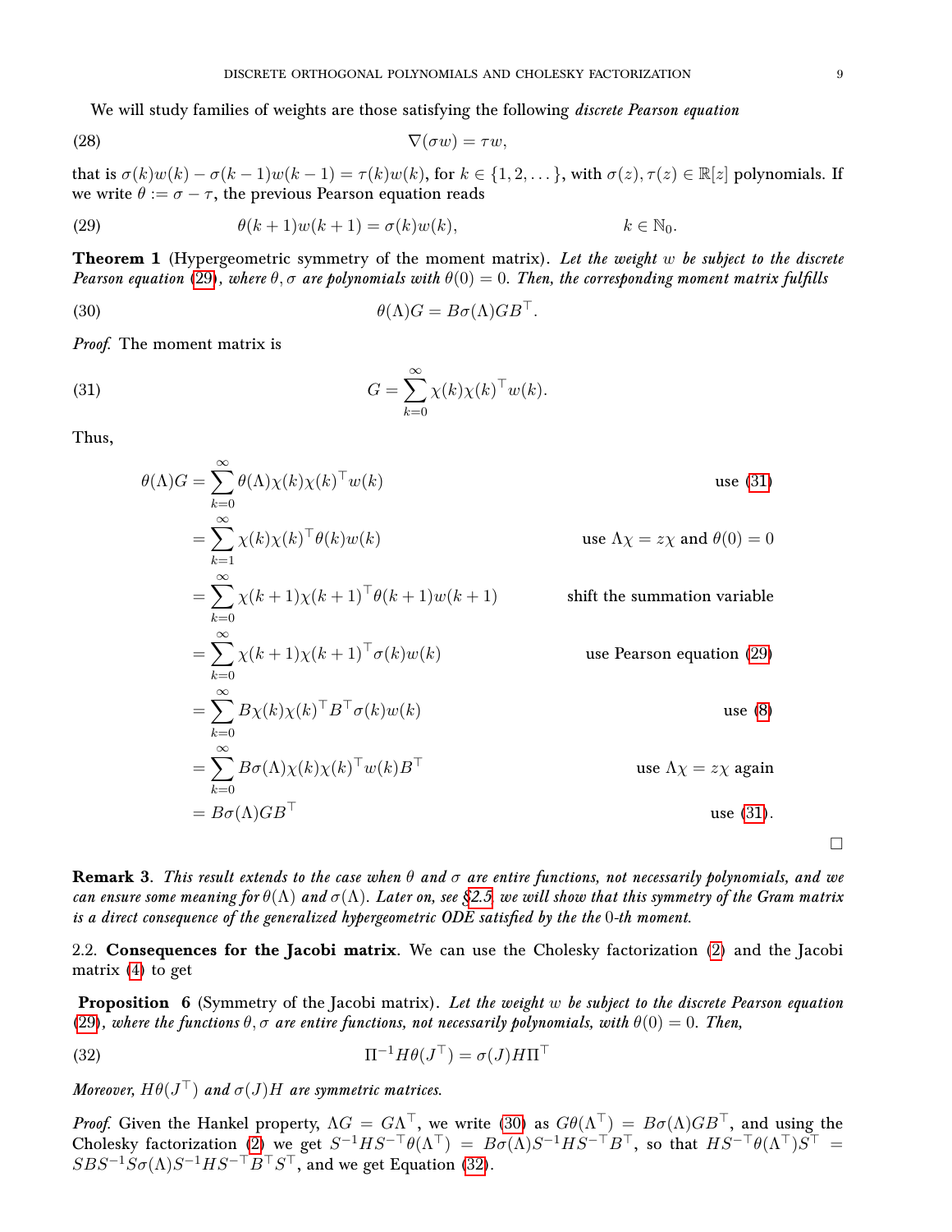We will study families of weights are those satisfying the following *discrete Pearson equation*

$$\nabla(\sigma w) = \tau w, \tag{28}$$

that is $\sigma(k)w(k) - \sigma(k-1)w(k-1) = \tau(k)w(k)$, for $k \in \{1, 2, \dots\}$, with $\sigma(z), \tau(z) \in \mathbb{R}[z]$ polynomials. If we write $\theta := \sigma - \tau$, the previous Pearson equation reads

$$\theta(k+1)w(k+1) = \sigma(k)w(k), \qquad k \in \mathbb{N}_0. \tag{29}$$

**Theorem 1** (Hypergeometric symmetry of the moment matrix). *Let the weight $w$ be subject to the discrete Pearson equation (29), where $\theta, \sigma$ are polynomials with $\theta(0) = 0$. Then, the corresponding moment matrix fulfills*

$$\theta(\Lambda)G = B\sigma(\Lambda)GB^\top. \tag{30}$$

*Proof.* The moment matrix is

$$G = \sum_{k=0}^{\infty} \chi(k)\chi(k)^\top w(k). \tag{31}$$

Thus,

$$\begin{aligned}
\theta(\Lambda)G &= \sum_{k=0}^{\infty} \theta(\Lambda)\chi(k)\chi(k)^\top w(k) && \text{use (31)}\\
&= \sum_{k=1}^{\infty} \chi(k)\chi(k)^\top \theta(k)w(k) && \text{use } \Lambda\chi = z\chi \text{ and } \theta(0) = 0\\
&= \sum_{k=0}^{\infty} \chi(k+1)\chi(k+1)^\top \theta(k+1)w(k+1) && \text{shift the summation variable}\\
&= \sum_{k=0}^{\infty} \chi(k+1)\chi(k+1)^\top \sigma(k)w(k) && \text{use Pearson equation (29)}\\
&= \sum_{k=0}^{\infty} B\chi(k)\chi(k)^\top B^\top \sigma(k)w(k) && \text{use (8)}\\
&= \sum_{k=0}^{\infty} B\sigma(\Lambda)\chi(k)\chi(k)^\top w(k)B^\top && \text{use } \Lambda\chi = z\chi \text{ again}\\
&= B\sigma(\Lambda)GB^\top && \text{use (31).}
\end{aligned}$$

□

**Remark 3**. *This result extends to the case when $\theta$ and $\sigma$ are entire functions, not necessarily polynomials, and we can ensure some meaning for $\theta(\Lambda)$ and $\sigma(\Lambda)$. Later on, see §2.5 we will show that this symmetry of the Gram matrix is a direct consequence of the generalized hypergeometric ODE satisfied by the the 0-th moment.*

### 2.2. Consequences for the Jacobi matrix

We can use the Cholesky factorization (2) and the Jacobi matrix (4) to get

**Proposition 6** (Symmetry of the Jacobi matrix). *Let the weight $w$ be subject to the discrete Pearson equation (29), where the functions $\theta, \sigma$ are entire functions, not necessarily polynomials, with $\theta(0) = 0$. Then,*

$$\Pi^{-1}H\theta(J^\top) = \sigma(J)H\Pi^\top \tag{32}$$

*Moreover, $H\theta(J^\top)$ and $\sigma(J)H$ are symmetric matrices.*

*Proof.* Given the Hankel property, $\Lambda G = G\Lambda^\top$, we write (30) as $G\theta(\Lambda^\top) = B\sigma(\Lambda)GB^\top$, and using the Cholesky factorization (2) we get $S^{-1}HS^{-\top}\theta(\Lambda^\top) = B\sigma(\Lambda)S^{-1}HS^{-\top}B^\top$, so that $HS^{-\top}\theta(\Lambda^\top)S^\top = SBS^{-1}S\sigma(\Lambda)S^{-1}HS^{-\top}B^\top S^\top$, and we get Equation (32).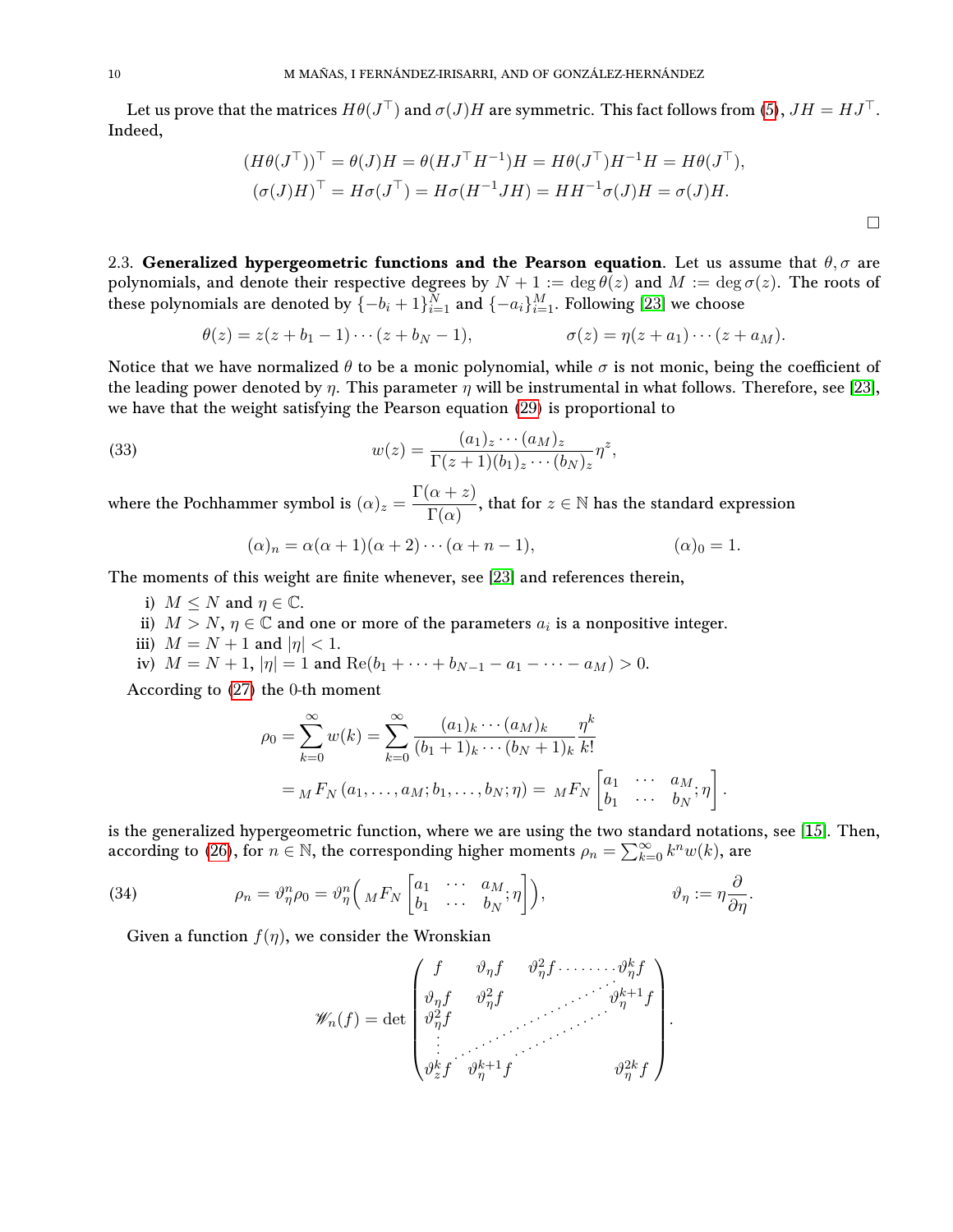Let us prove that the matrices $H\theta(J^\top)$ and $\sigma(J)H$ are symmetric. This fact follows from (5), $JH = HJ^\top$. Indeed,

$$
\begin{aligned}
(H\theta(J^\top))^\top &= \theta(J)H = \theta(HJ^\top H^{-1})H = H\theta(J^\top)H^{-1}H = H\theta(J^\top),\\
(\sigma(J)H)^\top &= H\sigma(J^\top) = H\sigma(H^{-1}JH) = HH^{-1}\sigma(J)H = \sigma(J)H.
\end{aligned}
$$

□

2.3. **Generalized hypergeometric functions and the Pearson equation**. Let us assume that $\theta,\sigma$ are polynomials, and denote their respective degrees by $N+1 := \deg\theta(z)$ and $M := \deg\sigma(z)$. The roots of these polynomials are denoted by $\{-b_i+1\}_{i=1}^N$ and $\{-a_i\}_{i=1}^M$. Following [23] we choose

$$
\theta(z) = z(z+b_1-1)\cdots(z+b_N-1), \qquad\qquad \sigma(z) = \eta(z+a_1)\cdots(z+a_M).
$$

Notice that we have normalized $\theta$ to be a monic polynomial, while $\sigma$ is not monic, being the coefficient of the leading power denoted by $\eta$. This parameter $\eta$ will be instrumental in what follows. Therefore, see [23], we have that the weight satisfying the Pearson equation (29) is proportional to

$$
w(z) = \frac{(a_1)_z\cdots(a_M)_z}{\Gamma(z+1)(b_1)_z\cdots(b_N)_z}\eta^z, \tag{33}
$$

where the Pochhammer symbol is $(\alpha)_z = \dfrac{\Gamma(\alpha+z)}{\Gamma(\alpha)}$, that for $z\in\mathbb{N}$ has the standard expression

$$
(\alpha)_n = \alpha(\alpha+1)(\alpha+2)\cdots(\alpha+n-1), \qquad\qquad (\alpha)_0 = 1.
$$

The moments of this weight are finite whenever, see [23] and references therein,

i) $M \leq N$ and $\eta\in\mathbb{C}$.
ii) $M > N$, $\eta\in\mathbb{C}$ and one or more of the parameters $a_i$ is a nonpositive integer.
iii) $M = N+1$ and $|\eta| < 1$.
iv) $M = N+1$, $|\eta| = 1$ and $\operatorname{Re}(b_1+\cdots+b_{N-1}-a_1-\cdots-a_M) > 0$.

According to (27) the 0-th moment

$$
\begin{aligned}
\rho_0 &= \sum_{k=0}^{\infty} w(k) = \sum_{k=0}^{\infty}\frac{(a_1)_k\cdots(a_M)_k}{(b_1+1)_k\cdots(b_N+1)_k}\frac{\eta^k}{k!}\\
&= {}_MF_N\left(a_1,\dots,a_M;b_1,\dots,b_N;\eta\right) = {}_MF_N\left[\begin{matrix}a_1 & \cdots & a_M\\ b_1 & \cdots & b_N\end{matrix};\eta\right].
\end{aligned}
$$

is the generalized hypergeometric function, where we are using the two standard notations, see [15]. Then, according to (26), for $n\in\mathbb{N}$, the corresponding higher moments $\rho_n = \sum_{k=0}^{\infty} k^n w(k)$, are

$$
\rho_n = \vartheta_\eta^n\rho_0 = \vartheta_\eta^n\Big({}_MF_N\left[\begin{matrix}a_1 & \cdots & a_M\\ b_1 & \cdots & b_N\end{matrix};\eta\right]\Big), \qquad\qquad \vartheta_\eta := \eta\frac{\partial}{\partial\eta}. \tag{34}
$$

Given a function $f(\eta)$, we consider the Wronskian

$$
\mathscr{W}_n(f) = \det\begin{pmatrix}
f & \vartheta_\eta f & \vartheta_\eta^2 f & \cdots & \vartheta_\eta^k f\\
\vartheta_\eta f & \vartheta_\eta^2 f & & \iddots & \vartheta_\eta^{k+1} f\\
\vartheta_\eta^2 f & & \iddots & & \\
\vdots & \iddots & & & \\
\vartheta_z^k f & \vartheta_\eta^{k+1} f & & & \vartheta_\eta^{2k} f
\end{pmatrix}.
$$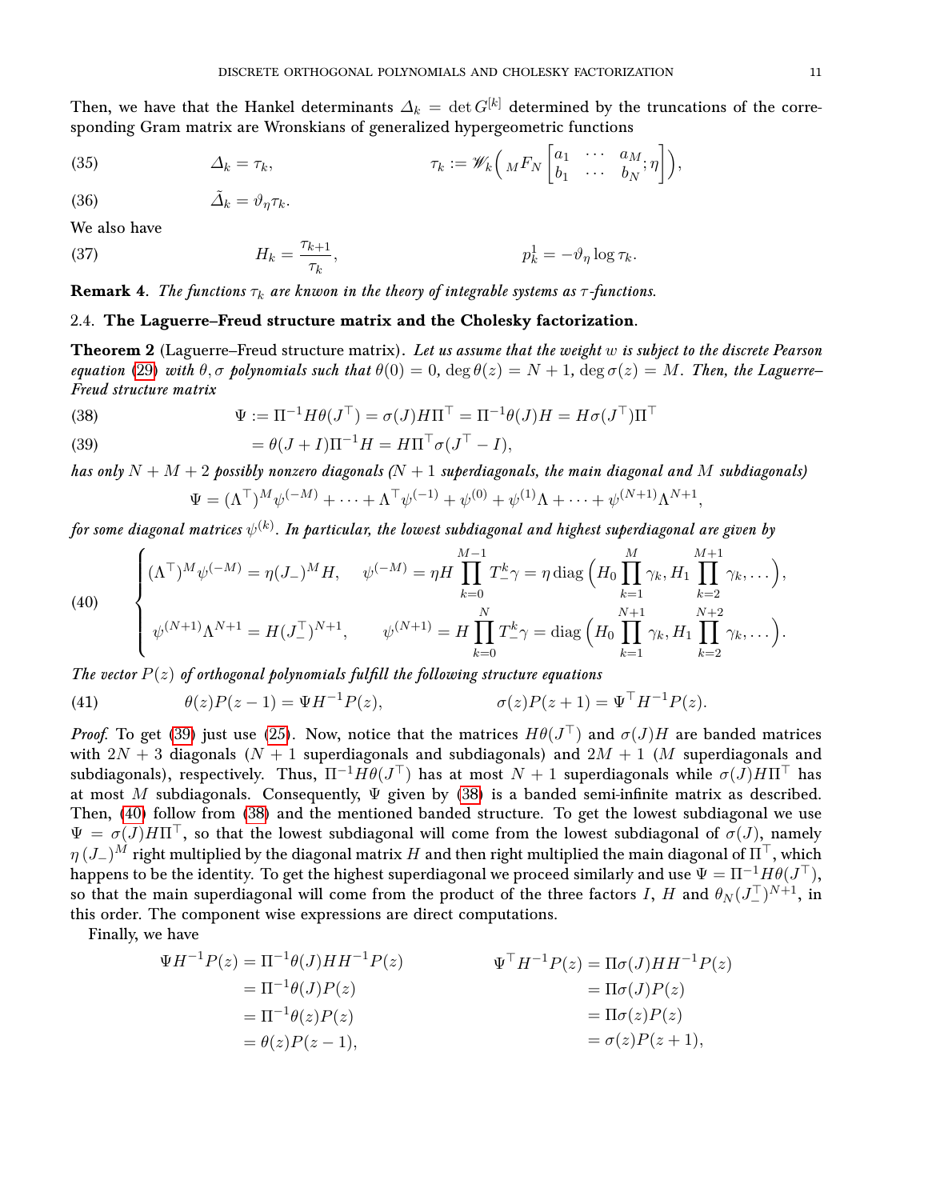Then, we have that the Hankel determinants $\varDelta_k = \det G^{[k]}$ determined by the truncations of the corresponding Gram matrix are Wronskians of generalized hypergeometric functions

$$\varDelta_k = \tau_k, \qquad \tau_k := \mathscr{W}_k\Big( {}_MF_N\begin{bmatrix} a_1 & \cdots & a_M \\ b_1 & \cdots & b_N \end{bmatrix}; \eta\Big), \tag{35}$$

$$\tilde{\varDelta}_k = \vartheta_\eta \tau_k. \tag{36}$$

We also have

$$H_k = \frac{\tau_{k+1}}{\tau_k}, \qquad p^1_k = -\vartheta_\eta \log \tau_k. \tag{37}$$

**Remark 4.** *The functions $\tau_k$ are knwon in the theory of integrable systems as $\tau$-functions.*

### 2.4. The Laguerre–Freud structure matrix and the Cholesky factorization.

**Theorem 2** (Laguerre–Freud structure matrix). *Let us assume that the weight $w$ is subject to the discrete Pearson equation (29) with $\theta, \sigma$ polynomials such that $\theta(0) = 0$, $\deg \theta(z) = N + 1$, $\deg \sigma(z) = M$. Then, the Laguerre–Freud structure matrix*

$$\Psi := \Pi^{-1} H \theta(J^\top) = \sigma(J) H \Pi^\top = \Pi^{-1}\theta(J) H = H\sigma(J^\top)\Pi^\top \tag{38}$$

$$= \theta(J + I)\Pi^{-1}H = H\Pi^\top \sigma(J^\top - I), \tag{39}$$

*has only $N + M + 2$ possibly nonzero diagonals ($N + 1$ superdiagonals, the main diagonal and $M$ subdiagonals)*

$$\Psi = (\Lambda^\top)^M \psi^{(-M)} + \cdots + \Lambda^\top \psi^{(-1)} + \psi^{(0)} + \psi^{(1)}\Lambda + \cdots + \psi^{(N+1)}\Lambda^{N+1},$$

*for some diagonal matrices $\psi^{(k)}$. In particular, the lowest subdiagonal and highest superdiagonal are given by*

$$\begin{cases} (\Lambda^\top)^M \psi^{(-M)} = \eta (J_-)^M H, \quad \psi^{(-M)} = \eta H \displaystyle\prod_{k=0}^{M-1} T_-^k \gamma = \eta \operatorname{diag}\Big(H_0 \prod_{k=1}^{M} \gamma_k, H_1 \prod_{k=2}^{M+1}\gamma_k, \dots\Big), \\ \psi^{(N+1)}\Lambda^{N+1} = H(J_-^\top)^{N+1}, \qquad \psi^{(N+1)} = H\displaystyle\prod_{k=0}^{N} T_-^k\gamma = \operatorname{diag}\Big(H_0 \prod_{k=1}^{N+1}\gamma_k, H_1\prod_{k=2}^{N+2}\gamma_k, \dots\Big). \end{cases} \tag{40}$$

*The vector $P(z)$ of orthogonal polynomials fulfill the following structure equations*

$$\theta(z)P(z-1) = \Psi H^{-1} P(z), \qquad \sigma(z)P(z+1) = \Psi^\top H^{-1}P(z). \tag{41}$$

*Proof.* To get (39) just use (25). Now, notice that the matrices $H\theta(J^\top)$ and $\sigma(J)H$ are banded matrices with $2N + 3$ diagonals ($N + 1$ superdiagonals and subdiagonals) and $2M + 1$ ($M$ superdiagonals and subdiagonals), respectively. Thus, $\Pi^{-1}H\theta(J^\top)$ has at most $N + 1$ superdiagonals while $\sigma(J)H\Pi^\top$ has at most $M$ subdiagonals. Consequently, $\Psi$ given by (38) is a banded semi-infinite matrix as described. Then, (40) follow from (38) and the mentioned banded structure. To get the lowest subdiagonal we use $\Psi = \sigma(J)H\Pi^\top$, so that the lowest subdiagonal will come from the lowest subdiagonal of $\sigma(J)$, namely $\eta\,(J_-)^M$ right multiplied by the diagonal matrix $H$ and then right multiplied the main diagonal of $\Pi^\top$, which happens to be the identity. To get the highest superdiagonal we proceed similarly and use $\Psi = \Pi^{-1}H\theta(J^\top)$, so that the main superdiagonal will come from the product of the three factors $I$, $H$ and $\theta_N(J_-^\top)^{N+1}$, in this order. The component wise expressions are direct computations.

Finally, we have

$$\begin{aligned} \Psi H^{-1}P(z) &= \Pi^{-1}\theta(J)HH^{-1}P(z) \\ &= \Pi^{-1}\theta(J)P(z) \\ &= \Pi^{-1}\theta(z)P(z) \\ &= \theta(z)P(z-1), \end{aligned} \qquad \begin{aligned} \Psi^\top H^{-1}P(z) &= \Pi\sigma(J)HH^{-1}P(z) \\ &= \Pi\sigma(J)P(z) \\ &= \Pi\sigma(z)P(z) \\ &= \sigma(z)P(z+1), \end{aligned}$$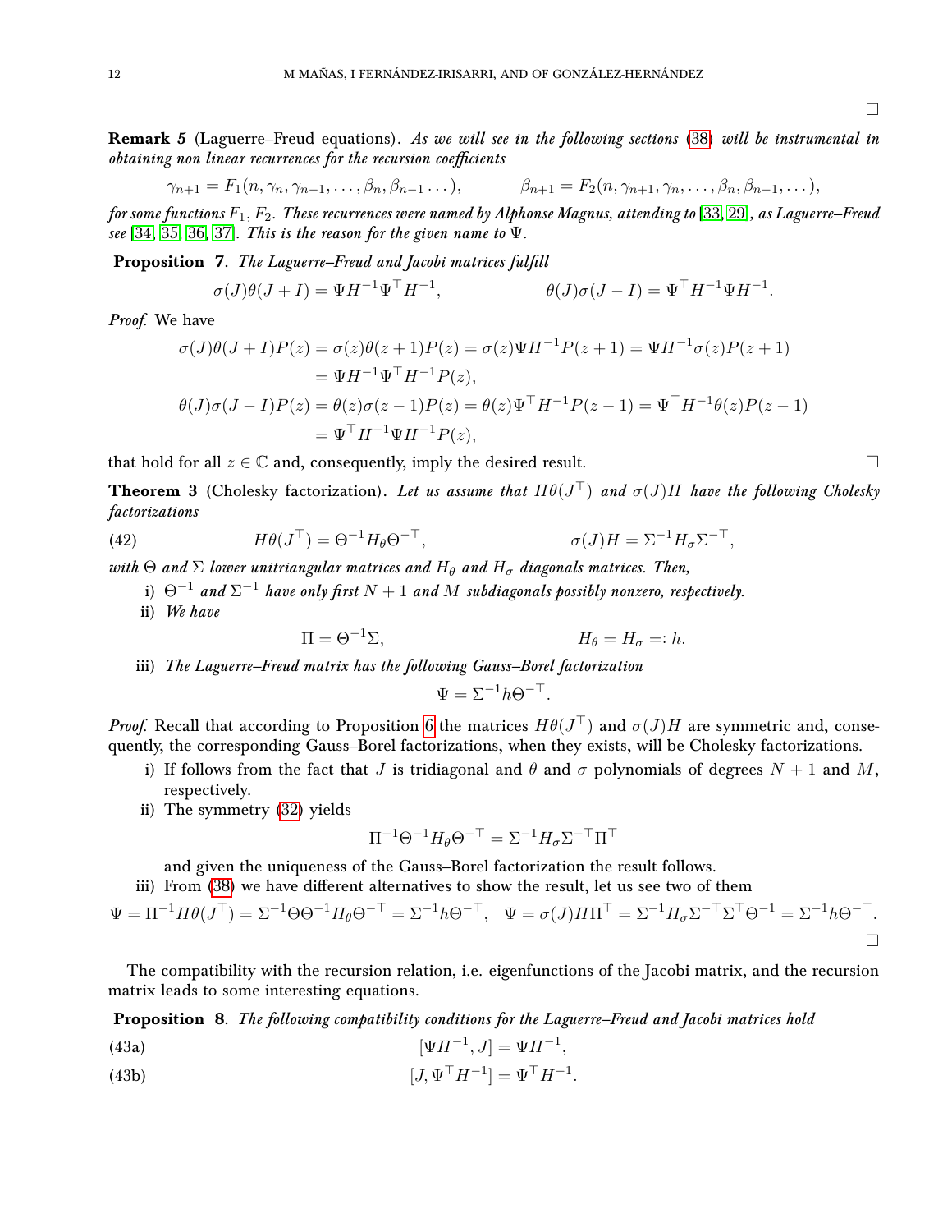□

**Remark 5** (Laguerre–Freud equations). *As we will see in the following sections* (38) *will be instrumental in obtaining non linear recurrences for the recursion coefficients*

$$\gamma_{n+1}=F_1(n,\gamma_n,\gamma_{n-1},\dots,\beta_n,\beta_{n-1}\dots), \qquad \beta_{n+1}=F_2(n,\gamma_{n+1},\gamma_n,\dots,\beta_n,\beta_{n-1},\dots),$$

*for some functions* $F_1,F_2$. *These recurrences were named by Alphonse Magnus, attending to* [33, 29], *as Laguerre–Freud see* [34, 35, 36, 37]. *This is the reason for the given name to* $\Psi$.

**Proposition 7**. *The Laguerre–Freud and Jacobi matrices fulfill*

$$\sigma(J)\theta(J+I)=\Psi H^{-1}\Psi^\top H^{-1}, \qquad \theta(J)\sigma(J-I)=\Psi^\top H^{-1}\Psi H^{-1}.$$

*Proof.* We have

$$\begin{aligned}\sigma(J)\theta(J+I)P(z)&=\sigma(z)\theta(z+1)P(z)=\sigma(z)\Psi H^{-1}P(z+1)=\Psi H^{-1}\sigma(z)P(z+1)\\&=\Psi H^{-1}\Psi^\top H^{-1}P(z),\\ \theta(J)\sigma(J-I)P(z)&=\theta(z)\sigma(z-1)P(z)=\theta(z)\Psi^\top H^{-1}P(z-1)=\Psi^\top H^{-1}\theta(z)P(z-1)\\&=\Psi^\top H^{-1}\Psi H^{-1}P(z),\end{aligned}$$

that hold for all $z\in\mathbb{C}$ and, consequently, imply the desired result. □

**Theorem 3** (Cholesky factorization). *Let us assume that* $H\theta(J^\top)$ *and* $\sigma(J)H$ *have the following Cholesky factorizations*

$$H\theta(J^\top)=\Theta^{-1}H_\theta\Theta^{-\top}, \qquad \sigma(J)H=\Sigma^{-1}H_\sigma\Sigma^{-\top}, \tag{42}$$

*with* $\Theta$ *and* $\Sigma$ *lower unitriangular matrices and* $H_\theta$ *and* $H_\sigma$ *diagonals matrices. Then,*

i) $\Theta^{-1}$ *and* $\Sigma^{-1}$ *have only first* $N+1$ *and* $M$ *subdiagonals possibly nonzero, respectively.*

ii) *We have*

$$\Pi=\Theta^{-1}\Sigma, \qquad H_\theta=H_\sigma=:h.$$

iii) *The Laguerre–Freud matrix has the following Gauss–Borel factorization*

$$\Psi=\Sigma^{-1}h\Theta^{-\top}.$$

*Proof.* Recall that according to Proposition 6 the matrices $H\theta(J^\top)$ and $\sigma(J)H$ are symmetric and, consequently, the corresponding Gauss–Borel factorizations, when they exists, will be Cholesky factorizations.

i) If follows from the fact that $J$ is tridiagonal and $\theta$ and $\sigma$ polynomials of degrees $N+1$ and $M$, respectively.

ii) The symmetry (32) yields

$$\Pi^{-1}\Theta^{-1}H_\theta\Theta^{-\top}=\Sigma^{-1}H_\sigma\Sigma^{-\top}\Pi^\top$$

and given the uniqueness of the Gauss–Borel factorization the result follows.

iii) From (38) we have different alternatives to show the result, let us see two of them

$$\Psi=\Pi^{-1}H\theta(J^\top)=\Sigma^{-1}\Theta\Theta^{-1}H_\theta\Theta^{-\top}=\Sigma^{-1}h\Theta^{-\top}, \quad \Psi=\sigma(J)H\Pi^\top=\Sigma^{-1}H_\sigma\Sigma^{-\top}\Sigma^\top\Theta^{-1}=\Sigma^{-1}h\Theta^{-\top}.$$

□

The compatibility with the recursion relation, i.e. eigenfunctions of the Jacobi matrix, and the recursion matrix leads to some interesting equations.

**Proposition 8**. *The following compatibility conditions for the Laguerre–Freud and Jacobi matrices hold*

$$[\Psi H^{-1},J]=\Psi H^{-1}, \tag{43a}$$

$$[J,\Psi^\top H^{-1}]=\Psi^\top H^{-1}. \tag{43b}$$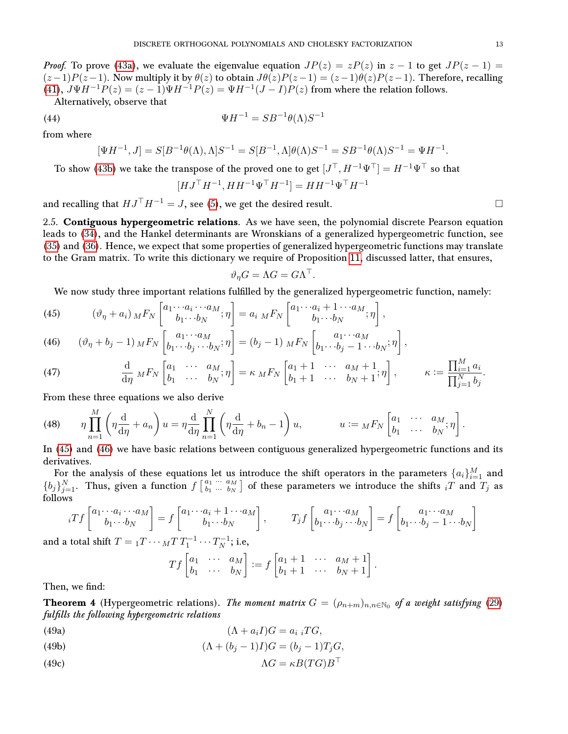*Proof.* To prove (43a), we evaluate the eigenvalue equation $JP(z) = zP(z)$ in $z-1$ to get $JP(z-1) = (z-1)P(z-1)$. Now multiply it by $\theta(z)$ to obtain $J\theta(z)P(z-1) = (z-1)\theta(z)P(z-1)$. Therefore, recalling (41), $J\Psi H^{-1}P(z) = (z-1)\Psi H^{-1}P(z) = \Psi H^{-1}(J-I)P(z)$ from where the relation follows.

Alternatively, observe that

$$\Psi H^{-1} = SB^{-1}\theta(\Lambda)S^{-1} \tag{44}$$

from where

$$[\Psi H^{-1}, J] = S[B^{-1}\theta(\Lambda), \Lambda]S^{-1} = S[B^{-1}, \Lambda]\theta(\Lambda)S^{-1} = SB^{-1}\theta(\Lambda)S^{-1} = \Psi H^{-1}.$$

To show (43b) we take the transpose of the proved one to get $[J^\top, H^{-1}\Psi^\top] = H^{-1}\Psi^\top$ so that

$$[HJ^\top H^{-1}, HH^{-1}\Psi^\top H^{-1}] = HH^{-1}\Psi^\top H^{-1}$$

and recalling that $HJ^\top H^{-1} = J$, see (5), we get the desired result. □

2.5. **Contiguous hypergeometric relations**. As we have seen, the polynomial discrete Pearson equation leads to (34), and the Hankel determinants are Wronskians of a generalized hypergeometric function, see (35) and (36). Hence, we expect that some properties of generalized hypergeometric functions may translate to the Gram matrix. To write this dictionary we require of Proposition 11, discussed latter, that ensures,

$$\vartheta_\eta G = \Lambda G = G\Lambda^\top.$$

We now study three important relations fulfilled by the generalized hypergeometric function, namely:

$$(\vartheta_\eta + a_i)\, {}_MF_N\left[\begin{matrix} a_1\cdots a_i \cdots a_M \\ b_1\cdots b_N \end{matrix};\eta\right] = a_i\, {}_MF_N\left[\begin{matrix} a_1\cdots a_i+1 \cdots a_M \\ b_1\cdots b_N \end{matrix};\eta\right], \tag{45}$$

$$(\vartheta_\eta + b_j - 1)\, {}_MF_N\left[\begin{matrix} a_1\cdots a_M \\ b_1\cdots b_j \cdots b_N \end{matrix};\eta\right] = (b_j-1)\, {}_MF_N\left[\begin{matrix} a_1\cdots a_M \\ b_1\cdots b_j-1 \cdots b_N \end{matrix};\eta\right], \tag{46}$$

$$\frac{\mathrm{d}}{\mathrm{d}\eta}\, {}_MF_N\left[\begin{matrix} a_1 & \cdots & a_M \\ b_1 & \cdots & b_N \end{matrix};\eta\right] = \kappa\, {}_MF_N\left[\begin{matrix} a_1+1 & \cdots & a_M+1 \\ b_1+1 & \cdots & b_N+1 \end{matrix};\eta\right], \qquad \kappa := \frac{\prod_{i=1}^M a_i}{\prod_{j=1}^N b_j}. \tag{47}$$

From these three equations we also derive

$$\eta\prod_{n=1}^{M}\left(\eta\frac{\mathrm{d}}{\mathrm{d}\eta} + a_n\right)u = \eta\frac{\mathrm{d}}{\mathrm{d}\eta}\prod_{n=1}^{N}\left(\eta\frac{\mathrm{d}}{\mathrm{d}\eta} + b_n - 1\right)u, \qquad u := {}_MF_N\left[\begin{matrix} a_1 & \cdots & a_M \\ b_1 & \cdots & b_N \end{matrix};\eta\right]. \tag{48}$$

In (45) and (46) we have basic relations between contiguous generalized hypergeometric functions and its derivatives.

For the analysis of these equations let us introduce the shift operators in the parameters $\{a_i\}_{i=1}^M$ and $\{b_j\}_{j=1}^N$. Thus, given a function $f\left[\begin{smallmatrix} a_1 & \cdots & a_M \\ b_1 & \cdots & b_N \end{smallmatrix}\right]$ of these parameters we introduce the shifts ${}_iT$ and $T_j$ as follows

$${}_iTf\left[\begin{matrix} a_1\cdots a_i \cdots a_M \\ b_1\cdots b_N \end{matrix}\right] = f\left[\begin{matrix} a_1\cdots a_i+1 \cdots a_M \\ b_1\cdots b_N \end{matrix}\right], \qquad T_jf\left[\begin{matrix} a_1\cdots a_M \\ b_1\cdots b_j \cdots b_N \end{matrix}\right] = f\left[\begin{matrix} a_1\cdots a_M \\ b_1\cdots b_j-1 \cdots b_N \end{matrix}\right]$$

and a total shift $T = {}_1T\cdots{}_MTT_1^{-1}\cdots T_N^{-1}$; i.e,

$$Tf\left[\begin{matrix} a_1 & \cdots & a_M \\ b_1 & \cdots & b_N \end{matrix}\right] := f\left[\begin{matrix} a_1+1 & \cdots & a_M+1 \\ b_1+1 & \cdots & b_N+1 \end{matrix}\right].$$

Then, we find:

**Theorem 4** (Hypergeometric relations). *The moment matrix $G = (\rho_{n+m})_{n,n\in\mathbb{N}_0}$ of a weight satisfying (29) fulfills the following hypergeometric relations*

$$(\Lambda + a_iI)G = a_i\,{}_iTG, \tag{49a}$$

$$(\Lambda + (b_j-1)I)G = (b_j-1)T_jG, \tag{49b}$$

$$\Lambda G = \kappa B(TG)B^\top \tag{49c}$$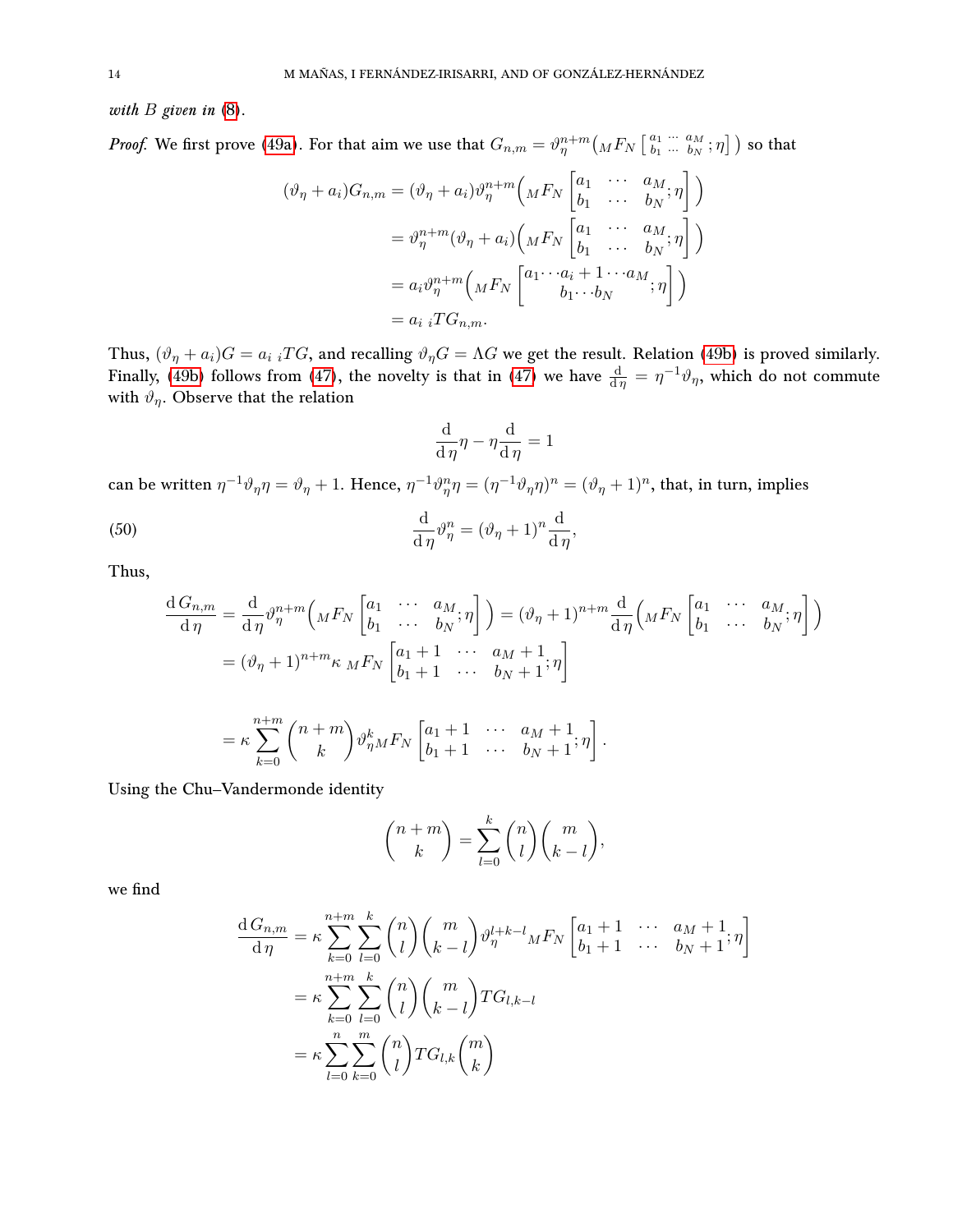*with* $B$ *given in* (8).

*Proof.* We first prove (49a). For that aim we use that $G_{n,m} = \vartheta_\eta^{n+m}\big({}_MF_N\left[\begin{smallmatrix} a_1 & \cdots & a_M \\ b_1 & \cdots & b_N\end{smallmatrix};\eta\right]\big)$ so that

$$
\begin{aligned}
(\vartheta_\eta + a_i)G_{n,m} &= (\vartheta_\eta + a_i)\vartheta_\eta^{n+m}\Big({}_MF_N\begin{bmatrix} a_1 & \cdots & a_M \\ b_1 & \cdots & b_N\end{bmatrix};\eta\Big]\Big) \\
&= \vartheta_\eta^{n+m}(\vartheta_\eta + a_i)\Big({}_MF_N\begin{bmatrix} a_1 & \cdots & a_M \\ b_1 & \cdots & b_N\end{bmatrix};\eta\Big]\Big) \\
&= a_i\vartheta_\eta^{n+m}\Big({}_MF_N\begin{bmatrix} a_1\cdots a_i+1\cdots a_M \\ b_1\cdots b_N\end{bmatrix};\eta\Big]\Big) \\
&= a_i\; {}_iTG_{n,m}.
\end{aligned}
$$

Thus, $(\vartheta_\eta + a_i)G = a_i\; {}_iTG$, and recalling $\vartheta_\eta G = \Lambda G$ we get the result. Relation (49b) is proved similarly. Finally, (49b) follows from (47), the novelty is that in (47) we have $\frac{\mathrm{d}}{\mathrm{d}\,\eta} = \eta^{-1}\vartheta_\eta$, which do not commute with $\vartheta_\eta$. Observe that the relation

$$
\frac{\mathrm{d}}{\mathrm{d}\,\eta}\eta - \eta\frac{\mathrm{d}}{\mathrm{d}\,\eta} = 1
$$

can be written $\eta^{-1}\vartheta_\eta\eta = \vartheta_\eta + 1$. Hence, $\eta^{-1}\vartheta_\eta^n\eta = (\eta^{-1}\vartheta_\eta\eta)^n = (\vartheta_\eta+1)^n$, that, in turn, implies

$$
\frac{\mathrm{d}}{\mathrm{d}\,\eta}\vartheta_\eta^n = (\vartheta_\eta+1)^n\frac{\mathrm{d}}{\mathrm{d}\,\eta}, \tag{50}
$$

Thus,

$$
\begin{aligned}
\frac{\mathrm{d}\,G_{n,m}}{\mathrm{d}\,\eta} &= \frac{\mathrm{d}}{\mathrm{d}\,\eta}\vartheta_\eta^{n+m}\Big({}_MF_N\begin{bmatrix} a_1 & \cdots & a_M \\ b_1 & \cdots & b_N\end{bmatrix};\eta\Big]\Big) = (\vartheta_\eta+1)^{n+m}\frac{\mathrm{d}}{\mathrm{d}\,\eta}\Big({}_MF_N\begin{bmatrix} a_1 & \cdots & a_M \\ b_1 & \cdots & b_N\end{bmatrix};\eta\Big]\Big) \\
&= (\vartheta_\eta+1)^{n+m}\kappa\; {}_MF_N\begin{bmatrix} a_1+1 & \cdots & a_M+1 \\ b_1+1 & \cdots & b_N+1\end{bmatrix};\eta\Big] \\
&= \kappa\sum_{k=0}^{n+m}\binom{n+m}{k}\vartheta_\eta^k{}_MF_N\begin{bmatrix} a_1+1 & \cdots & a_M+1 \\ b_1+1 & \cdots & b_N+1\end{bmatrix};\eta\Big].
\end{aligned}
$$

Using the Chu–Vandermonde identity

$$
\binom{n+m}{k} = \sum_{l=0}^{k}\binom{n}{l}\binom{m}{k-l},
$$

we find

$$
\begin{aligned}
\frac{\mathrm{d}\,G_{n,m}}{\mathrm{d}\,\eta} &= \kappa\sum_{k=0}^{n+m}\sum_{l=0}^{k}\binom{n}{l}\binom{m}{k-l}\vartheta_\eta^{l+k-l}{}_MF_N\begin{bmatrix} a_1+1 & \cdots & a_M+1 \\ b_1+1 & \cdots & b_N+1\end{bmatrix};\eta\Big] \\
&= \kappa\sum_{k=0}^{n+m}\sum_{l=0}^{k}\binom{n}{l}\binom{m}{k-l}TG_{l,k-l} \\
&= \kappa\sum_{l=0}^{n}\sum_{k=0}^{m}\binom{n}{l}TG_{l,k}\binom{m}{k}
\end{aligned}
$$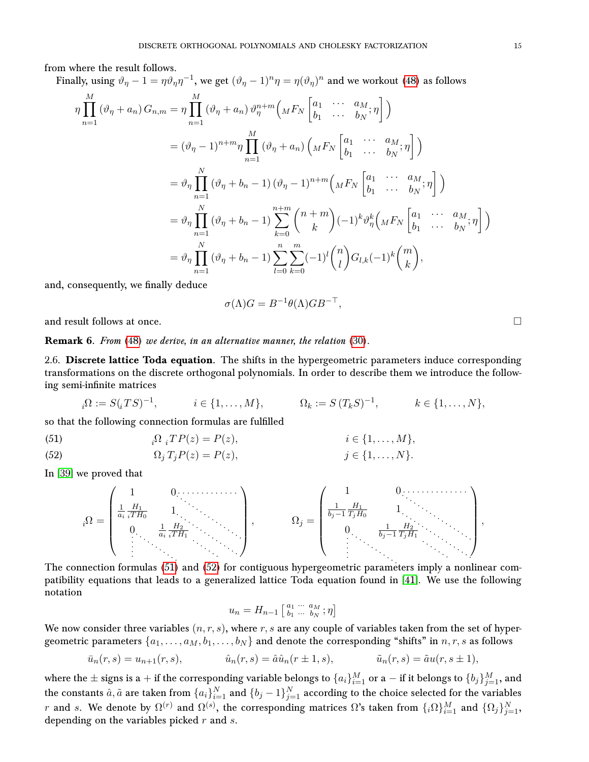from where the result follows.

Finally, using $\vartheta_\eta - 1 = \eta\vartheta_\eta\eta^{-1}$, we get $(\vartheta_\eta - 1)^n\eta = \eta(\vartheta_\eta)^n$ and we workout (48) as follows

$$
\begin{aligned}
\eta\prod_{n=1}^{M}(\vartheta_\eta + a_n)\, G_{n,m} &= \eta\prod_{n=1}^{M}(\vartheta_\eta + a_n)\,\vartheta_\eta^{n+m}\Big({}_MF_N\left[\begin{matrix} a_1 & \cdots & a_M \\ b_1 & \cdots & b_N \end{matrix};\eta\right]\Big) \\
&= (\vartheta_\eta - 1)^{n+m}\eta\prod_{n=1}^{M}(\vartheta_\eta + a_n)\Big({}_MF_N\left[\begin{matrix} a_1 & \cdots & a_M \\ b_1 & \cdots & b_N \end{matrix};\eta\right]\Big) \\
&= \vartheta_\eta\prod_{n=1}^{N}(\vartheta_\eta + b_n - 1)\,(\vartheta_\eta - 1)^{n+m}\Big({}_MF_N\left[\begin{matrix} a_1 & \cdots & a_M \\ b_1 & \cdots & b_N \end{matrix};\eta\right]\Big) \\
&= \vartheta_\eta\prod_{n=1}^{N}(\vartheta_\eta + b_n - 1)\sum_{k=0}^{n+m}\binom{n+m}{k}(-1)^k\vartheta_\eta^k\Big({}_MF_N\left[\begin{matrix} a_1 & \cdots & a_M \\ b_1 & \cdots & b_N \end{matrix};\eta\right]\Big) \\
&= \vartheta_\eta\prod_{n=1}^{N}(\vartheta_\eta + b_n - 1)\sum_{l=0}^{n}\sum_{k=0}^{m}(-1)^l\binom{n}{l}G_{l,k}(-1)^k\binom{m}{k},
\end{aligned}
$$

and, consequently, we finally deduce

$$
\sigma(\Lambda)G = B^{-1}\theta(\Lambda)GB^{-\top},
$$

and result follows at once. ∎

**Remark 6**. *From (48) we derive, in an alternative manner, the relation (30).*

2.6. **Discrete lattice Toda equation**. The shifts in the hypergeometric parameters induce corresponding transformations on the discrete orthogonal polynomials. In order to describe them we introduce the following semi-infinite matrices

$$
{}_i\Omega := S({}_iTS)^{-1}, \qquad i\in\{1,\dots,M\}, \qquad \Omega_k := S\,(T_kS)^{-1}, \qquad k\in\{1,\dots,N\},
$$

so that the following connection formulas are fulfilled

$$
{}_i\Omega\;{}_iT P(z) = P(z), \qquad i\in\{1,\dots,M\}, \tag{51}
$$

$$
\Omega_j\,T_jP(z) = P(z), \qquad j\in\{1,\dots,N\}. \tag{52}
$$

In [39] we proved that

$$
{}_i\Omega = \begin{pmatrix} 1 & 0 & \cdots \\ \frac{1}{a_i}\frac{H_1}{{}_iTH_0} & 1 & \ddots \\ 0 & \frac{1}{a_i}\frac{H_2}{{}_iTH_1} & \ddots \\ \vdots & \ddots & \ddots \end{pmatrix}, \qquad
\Omega_j = \begin{pmatrix} 1 & 0 & \cdots \\ \frac{1}{b_j-1}\frac{H_1}{T_jH_0} & 1 & \ddots \\ 0 & \frac{1}{b_j-1}\frac{H_2}{T_jH_1} & \ddots \\ \vdots & \ddots & \ddots \end{pmatrix},
$$

The connection formulas (51) and (52) for contiguous hypergeometric parameters imply a nonlinear compatibility equations that leads to a generalized lattice Toda equation found in [41]. We use the following notation

$$
u_n = H_{n-1}\left[\begin{smallmatrix} a_1 & \cdots & a_M \\ b_1 & \cdots & b_N \end{smallmatrix};\eta\right]
$$

We now consider three variables $(n,r,s)$, where $r,s$ are any couple of variables taken from the set of hypergeometric parameters $\{a_1,\dots,a_M,b_1,\dots,b_N\}$ and denote the corresponding "shifts" in $n,r,s$ as follows

$$
\bar u_n(r,s) = u_{n+1}(r,s), \qquad \hat u_n(r,s) = \hat a\hat u_n(r\pm 1,s), \qquad \tilde u_n(r,s) = \tilde a u(r,s\pm 1),
$$

where the $\pm$ signs is a $+$ if the corresponding variable belongs to $\{a_i\}_{i=1}^M$ or a $-$ if it belongs to $\{b_j\}_{j=1}^M$, and the constants $\hat a,\tilde a$ are taken from $\{a_i\}_{i=1}^N$ and $\{b_j-1\}_{j=1}^N$ according to the choice selected for the variables $r$ and $s$. We denote by $\Omega^{(r)}$ and $\Omega^{(s)}$, the corresponding matrices $\Omega$'s taken from $\{{}_i\Omega\}_{i=1}^M$ and $\{\Omega_j\}_{j=1}^N$, depending on the variables picked $r$ and $s$.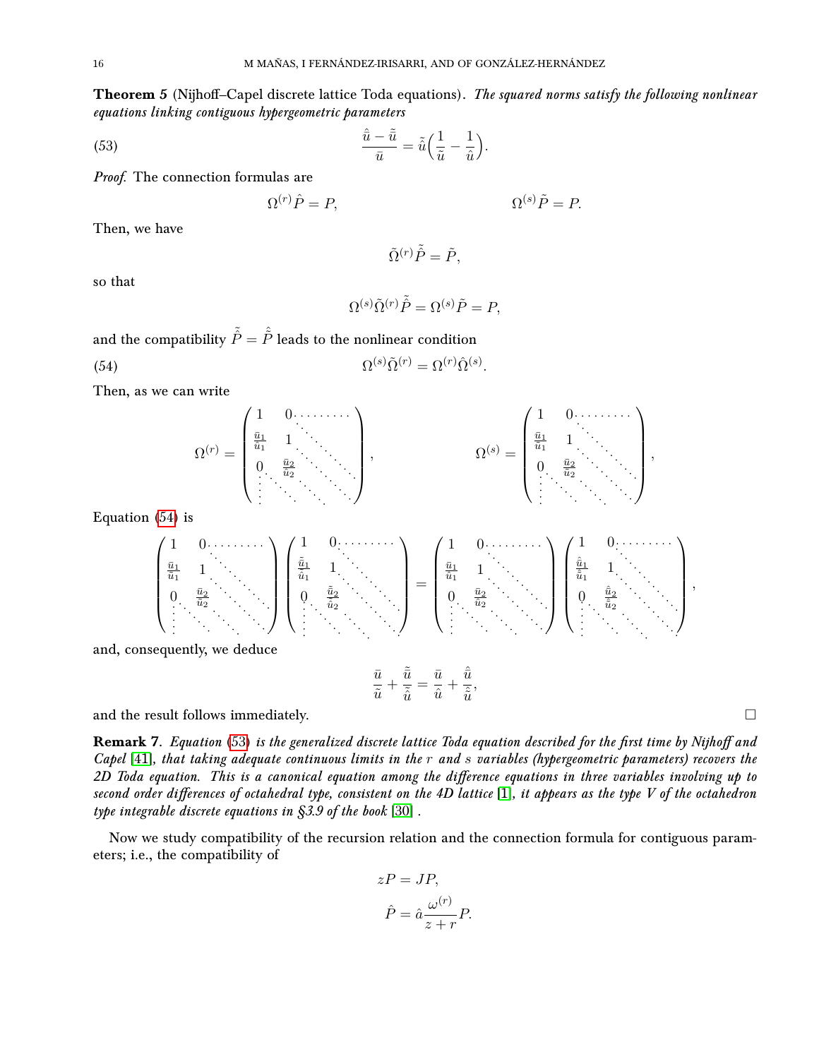**Theorem 5** (Nijhoff–Capel discrete lattice Toda equations). *The squared norms satisfy the following nonlinear equations linking contiguous hypergeometric parameters*

$$\frac{\hat{\bar{u}}-\tilde{\bar{u}}}{\bar{u}}=\tilde{\hat{u}}\Big(\frac{1}{\tilde{u}}-\frac{1}{\hat{u}}\Big). \tag{53}$$

*Proof.* The connection formulas are

$$\Omega^{(r)}\hat{P}=P, \qquad\qquad \Omega^{(s)}\tilde{P}=P.$$

Then, we have

$$\tilde{\Omega}^{(r)}\hat{\tilde{P}}=\tilde{P},$$

so that

$$\Omega^{(s)}\tilde{\Omega}^{(r)}\hat{\tilde{P}}=\Omega^{(s)}\tilde{P}=P,$$

and the compatibility $\hat{\tilde{P}}=\tilde{\hat{P}}$ leads to the nonlinear condition

$$\Omega^{(s)}\tilde{\Omega}^{(r)}=\Omega^{(r)}\hat{\Omega}^{(s)}. \tag{54}$$

Then, as we can write

$$\Omega^{(r)}=\begin{pmatrix}1 & 0 & \cdots \\ \frac{\bar{u}_1}{\hat{u}_1} & 1 & \ddots \\ 0 & \frac{\bar{u}_2}{\hat{u}_2} & \ddots \\ \vdots & \ddots & \ddots\end{pmatrix}, \qquad \Omega^{(s)}=\begin{pmatrix}1 & 0 & \cdots \\ \frac{\bar{u}_1}{\tilde{u}_1} & 1 & \ddots \\ 0 & \frac{\bar{u}_2}{\tilde{u}_2} & \ddots \\ \vdots & \ddots & \ddots\end{pmatrix},$$

Equation (54) is

$$\begin{pmatrix}1 & 0 & \cdots \\ \frac{\bar{u}_1}{\tilde{u}_1} & 1 & \ddots \\ 0 & \frac{\bar{u}_2}{\tilde{u}_2} & \ddots \\ \vdots & \ddots & \ddots\end{pmatrix}\begin{pmatrix}1 & 0 & \cdots \\ \frac{\tilde{\bar{u}}_1}{\tilde{\hat{u}}_1} & 1 & \ddots \\ 0 & \frac{\tilde{\bar{u}}_2}{\tilde{\hat{u}}_2} & \ddots \\ \vdots & \ddots & \ddots\end{pmatrix}=\begin{pmatrix}1 & 0 & \cdots \\ \frac{\bar{u}_1}{\hat{u}_1} & 1 & \ddots \\ 0 & \frac{\bar{u}_2}{\hat{u}_2} & \ddots \\ \vdots & \ddots & \ddots\end{pmatrix}\begin{pmatrix}1 & 0 & \cdots \\ \frac{\hat{\bar{u}}_1}{\hat{\tilde{u}}_1} & 1 & \ddots \\ 0 & \frac{\hat{\bar{u}}_2}{\hat{\tilde{u}}_2} & \ddots \\ \vdots & \ddots & \ddots\end{pmatrix},$$

and, consequently, we deduce

$$\frac{\bar{u}}{\tilde{u}}+\frac{\tilde{\bar{u}}}{\tilde{\hat{u}}}=\frac{\bar{u}}{\hat{u}}+\frac{\hat{\bar{u}}}{\hat{\tilde{u}}},$$

and the result follows immediately. □

**Remark 7.** *Equation (53) is the generalized discrete lattice Toda equation described for the first time by Nijhoff and Capel [41], that taking adequate continuous limits in the $r$ and $s$ variables (hypergeometric parameters) recovers the 2D Toda equation. This is a canonical equation among the difference equations in three variables involving up to second order differences of octahedral type, consistent on the 4D lattice [1], it appears as the type V of the octahedron type integrable discrete equations in §3.9 of the book [30] .*

Now we study compatibility of the recursion relation and the connection formula for contiguous parameters; i.e., the compatibility of

$$zP=JP,$$
$$\hat{P}=\hat{a}\frac{\omega^{(r)}}{z+r}P.$$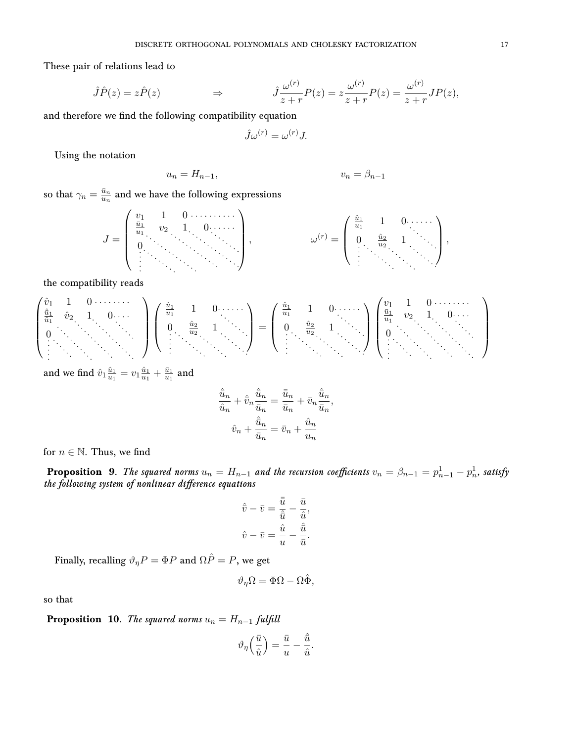These pair of relations lead to

$$\hat{J}\hat{P}(z) = z\hat{P}(z) \qquad\qquad \Rightarrow \qquad\qquad \hat{J}\frac{\omega^{(r)}}{z+r}P(z) = z\frac{\omega^{(r)}}{z+r}P(z) = \frac{\omega^{(r)}}{z+r}JP(z),$$

and therefore we find the following compatibility equation

$$\hat{J}\omega^{(r)} = \omega^{(r)}J.$$

Using the notation

$$u_n = H_{n-1}, \qquad\qquad\qquad\qquad v_n = \beta_{n-1}$$

so that $\gamma_n = \frac{\bar{u}_n}{u_n}$ and we have the following expressions

$$J = \begin{pmatrix} v_1 & 1 & 0 & \cdots \\ \frac{\bar{u}_1}{u_1} & v_2 & 1 & 0 & \cdots \\ 0 & \ddots & \ddots & \ddots & \ddots \\ \vdots & \ddots & \ddots & \ddots \end{pmatrix}, \qquad\qquad \omega^{(r)} = \begin{pmatrix} \frac{\hat{u}_1}{u_1} & 1 & 0 & \cdots \\ 0 & \frac{\hat{u}_2}{u_2} & 1 & \ddots \\ \vdots & \ddots & \ddots & \ddots \end{pmatrix},$$

the compatibility reads

$$\begin{pmatrix} \hat{v}_1 & 1 & 0 & \cdots \\ \frac{\hat{\bar{u}}_1}{\hat{u}_1} & \hat{v}_2 & 1 & 0 & \cdots \\ 0 & \ddots & \ddots & \ddots & \ddots \\ \vdots & \ddots & \ddots & \ddots \end{pmatrix} \begin{pmatrix} \frac{\hat{u}_1}{u_1} & 1 & 0 & \cdots \\ 0 & \frac{\hat{u}_2}{u_2} & 1 & \ddots \\ \vdots & \ddots & \ddots & \ddots \end{pmatrix} = \begin{pmatrix} \frac{\hat{u}_1}{u_1} & 1 & 0 & \cdots \\ 0 & \frac{\hat{u}_2}{u_2} & 1 & \ddots \\ \vdots & \ddots & \ddots & \ddots \end{pmatrix} \begin{pmatrix} v_1 & 1 & 0 & \cdots \\ \frac{\bar{u}_1}{u_1} & v_2 & 1 & 0 & \cdots \\ 0 & \ddots & \ddots & \ddots & \ddots \\ \vdots & \ddots & \ddots & \ddots \end{pmatrix}$$

and we find $\hat{v}_1\frac{\hat{u}_1}{u_1} = v_1\frac{\hat{u}_1}{u_1} + \frac{\bar{u}_1}{u_1}$ and

$$\frac{\hat{\bar{u}}_n}{\hat{u}_n} + \hat{\bar{v}}_n\frac{\hat{\bar{u}}_n}{\bar{u}_n} = \frac{\bar{\bar{u}}_n}{\bar{u}_n} + \bar{v}_n\frac{\hat{\bar{u}}_n}{\bar{u}_n},$$

$$\hat{v}_n + \frac{\hat{\bar{u}}_n}{\bar{u}_n} = \bar{v}_n + \frac{\hat{u}_n}{u_n}$$

for $n \in \mathbb{N}$. Thus, we find

**Proposition 9**. *The squared norms $u_n = H_{n-1}$ and the recursion coefficients $v_n = \beta_{n-1} = p^1_{n-1} - p^1_n$, satisfy the following system of nonlinear difference equations*

$$\hat{\bar{v}} - \bar{v} = \frac{\bar{\bar{u}}}{\hat{\bar{u}}} - \frac{\bar{u}}{\hat{u}},$$

$$\hat{v} - \bar{v} = \frac{\hat{u}}{u} - \frac{\hat{\bar{u}}}{\bar{u}}.$$

Finally, recalling $\vartheta_\eta P = \Phi P$ and $\Omega\hat{P} = P$, we get

$$\vartheta_\eta\Omega = \Phi\Omega - \Omega\hat{\Phi},$$

so that

**Proposition 10**. *The squared norms $u_n = H_{n-1}$ fulfill*

$$\vartheta_\eta\Big(\frac{\bar{u}}{\hat{u}}\Big) = \frac{\bar{u}}{u} - \frac{\hat{\bar{u}}}{\hat{u}}.$$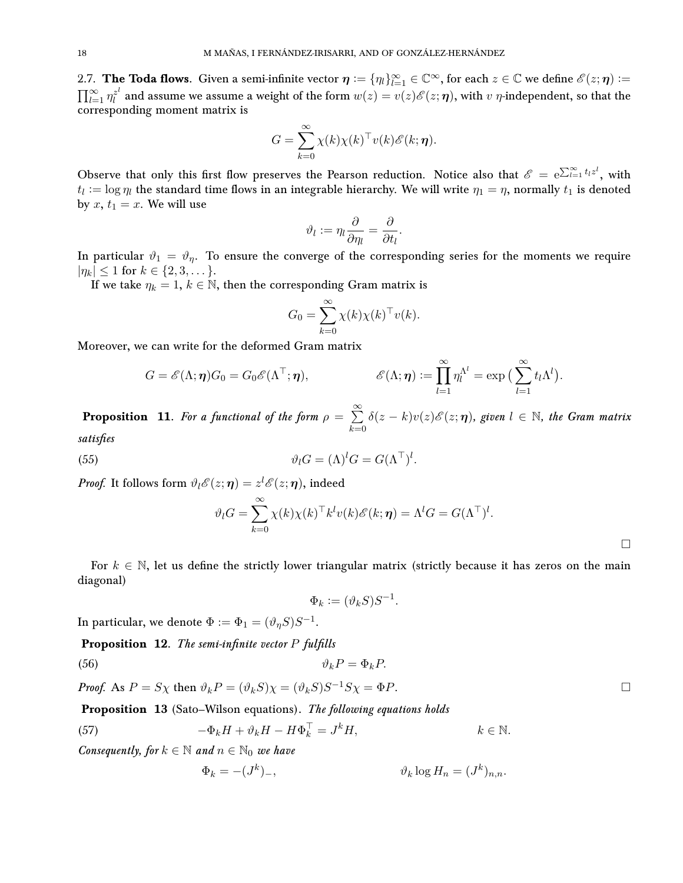2.7. **The Toda flows**. Given a semi-infinite vector $\boldsymbol{\eta} := \{\eta_l\}_{l=1}^{\infty} \in \mathbb{C}^{\infty}$, for each $z \in \mathbb{C}$ we define $\mathscr{E}(z;\boldsymbol{\eta}) := \prod_{l=1}^{\infty} \eta_l^{z^l}$ and assume we assume a weight of the form $w(z) = v(z)\mathscr{E}(z;\boldsymbol{\eta})$, with $v$ $\eta$-independent, so that the corresponding moment matrix is

$$
G = \sum_{k=0}^{\infty} \chi(k)\chi(k)^{\top} v(k)\mathscr{E}(k;\boldsymbol{\eta}).
$$

Observe that only this first flow preserves the Pearson reduction. Notice also that $\mathscr{E} = \mathrm{e}^{\sum_{l=1}^{\infty} t_l z^l}$, with $t_l := \log \eta_l$ the standard time flows in an integrable hierarchy. We will write $\eta_1 = \eta$, normally $t_1$ is denoted by $x$, $t_1 = x$. We will use

$$
\vartheta_l := \eta_l \frac{\partial}{\partial \eta_l} = \frac{\partial}{\partial t_l}.
$$

In particular $\vartheta_1 = \vartheta_\eta$. To ensure the converge of the corresponding series for the moments we require $|\eta_k| \leq 1$ for $k \in \{2, 3, \dots\}$.

If we take $\eta_k = 1$, $k \in \mathbb{N}$, then the corresponding Gram matrix is

$$
G_0 = \sum_{k=0}^{\infty} \chi(k)\chi(k)^{\top} v(k).
$$

Moreover, we can write for the deformed Gram matrix

$$
G = \mathscr{E}(\Lambda;\boldsymbol{\eta})G_0 = G_0\mathscr{E}(\Lambda^{\top};\boldsymbol{\eta}), \qquad\qquad \mathscr{E}(\Lambda;\boldsymbol{\eta}) := \prod_{l=1}^{\infty} \eta_l^{\Lambda^l} = \exp\Big(\sum_{l=1}^{\infty} t_l \Lambda^l\Big).
$$

**Proposition 11**. *For a functional of the form $\rho = \sum_{k=0}^{\infty} \delta(z-k)v(z)\mathscr{E}(z;\boldsymbol{\eta})$, given $l \in \mathbb{N}$, the Gram matrix satisfies*

$$
\vartheta_l G = (\Lambda)^l G = G(\Lambda^{\top})^l. \tag{55}
$$

*Proof.* It follows form $\vartheta_l \mathscr{E}(z;\boldsymbol{\eta}) = z^l \mathscr{E}(z;\boldsymbol{\eta})$, indeed

$$
\vartheta_l G = \sum_{k=0}^{\infty} \chi(k)\chi(k)^{\top} k^l v(k)\mathscr{E}(k;\boldsymbol{\eta}) = \Lambda^l G = G(\Lambda^{\top})^l.
$$

□

For $k \in \mathbb{N}$, let us define the strictly lower triangular matrix (strictly because it has zeros on the main diagonal)

$$
\Phi_k := (\vartheta_k S)S^{-1}.
$$

In particular, we denote $\Phi := \Phi_1 = (\vartheta_\eta S)S^{-1}$.

**Proposition 12**. *The semi-infinite vector $P$ fulfills*

$$
\vartheta_k P = \Phi_k P. \tag{56}
$$

*Proof.* As $P = S\chi$ then $\vartheta_k P = (\vartheta_k S)\chi = (\vartheta_k S)S^{-1}S\chi = \Phi P$. □

**Proposition 13** (Sato–Wilson equations). *The following equations holds*

$$
-\Phi_k H + \vartheta_k H - H\Phi_k^{\top} = J^k H, \qquad\qquad k \in \mathbb{N}. \tag{57}
$$

*Consequently, for $k \in \mathbb{N}$ and $n \in \mathbb{N}_0$ we have*

$$
\Phi_k = -(J^k)_-, \qquad\qquad \vartheta_k \log H_n = (J^k)_{n,n}.
$$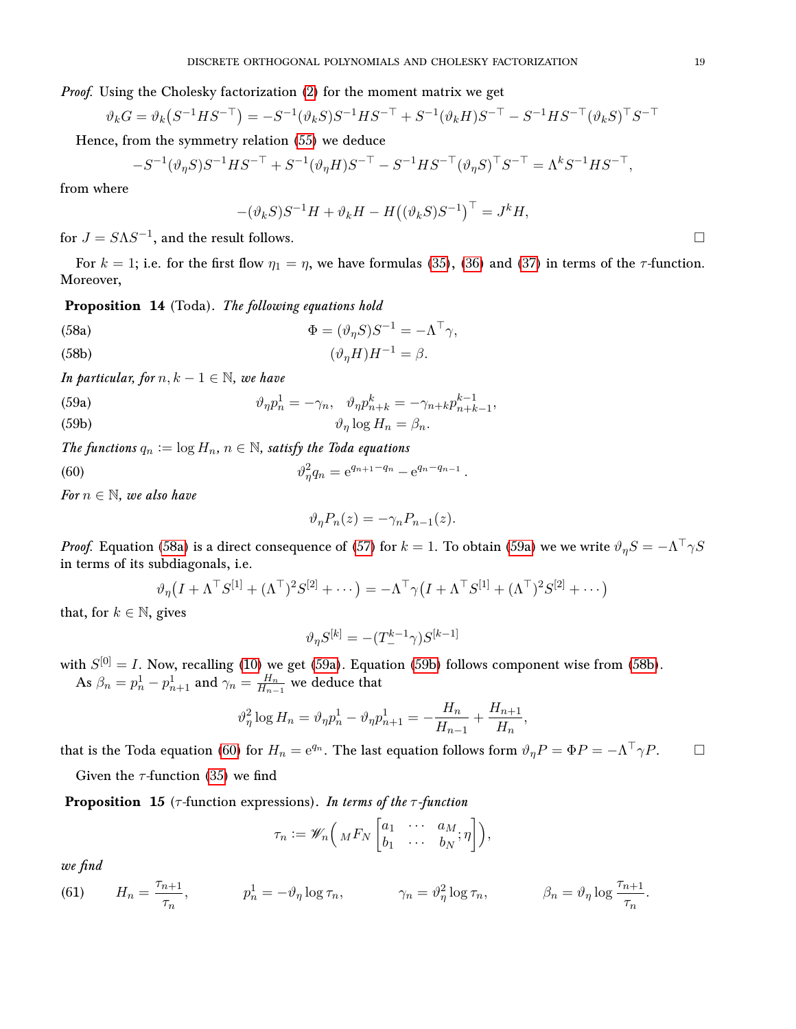*Proof.* Using the Cholesky factorization (2) for the moment matrix we get

$$\vartheta_k G = \vartheta_k\big(S^{-1}HS^{-\top}\big) = -S^{-1}(\vartheta_k S)S^{-1}HS^{-\top} + S^{-1}(\vartheta_k H)S^{-\top} - S^{-1}HS^{-\top}(\vartheta_k S)^\top S^{-\top}$$

Hence, from the symmetry relation (55) we deduce

$$-S^{-1}(\vartheta_\eta S)S^{-1}HS^{-\top} + S^{-1}(\vartheta_\eta H)S^{-\top} - S^{-1}HS^{-\top}(\vartheta_\eta S)^\top S^{-\top} = \Lambda^k S^{-1}HS^{-\top},$$

from where

$$-(\vartheta_k S)S^{-1}H + \vartheta_k H - H\big((\vartheta_k S)S^{-1}\big)^\top = J^k H,$$

for $J = S\Lambda S^{-1}$, and the result follows. $\square$

For $k=1$; i.e. for the first flow $\eta_1 = \eta$, we have formulas (35), (36) and (37) in terms of the $\tau$-function. Moreover,

**Proposition 14** (Toda). *The following equations hold*

$$\Phi = (\vartheta_\eta S)S^{-1} = -\Lambda^\top \gamma, \tag{58a}$$

$$(\vartheta_\eta H)H^{-1} = \beta. \tag{58b}$$

*In particular, for $n, k-1 \in \mathbb{N}$, we have*

$$\vartheta_\eta p^1_n = -\gamma_n, \quad \vartheta_\eta p^k_{n+k} = -\gamma_{n+k}p^{k-1}_{n+k-1}, \tag{59a}$$

$$\vartheta_\eta \log H_n = \beta_n. \tag{59b}$$

*The functions $q_n := \log H_n$, $n \in \mathbb{N}$, satisfy the Toda equations*

$$\vartheta^2_\eta q_n = \mathrm{e}^{q_{n+1}-q_n} - \mathrm{e}^{q_n - q_{n-1}}. \tag{60}$$

*For $n \in \mathbb{N}$, we also have*

$$\vartheta_\eta P_n(z) = -\gamma_n P_{n-1}(z).$$

*Proof.* Equation (58a) is a direct consequence of (57) for $k=1$. To obtain (59a) we we write $\vartheta_\eta S = -\Lambda^\top \gamma S$ in terms of its subdiagonals, i.e.

$$\vartheta_\eta\big(I + \Lambda^\top S^{[1]} + (\Lambda^\top)^2 S^{[2]} + \cdots\big) = -\Lambda^\top \gamma\big(I + \Lambda^\top S^{[1]} + (\Lambda^\top)^2 S^{[2]} + \cdots\big)$$

that, for $k \in \mathbb{N}$, gives

$$\vartheta_\eta S^{[k]} = -(T_-^{k-1}\gamma)S^{[k-1]}$$

with $S^{[0]} = I$. Now, recalling (10) we get (59a). Equation (59b) follows component wise from (58b).

As $\beta_n = p^1_n - p^1_{n+1}$ and $\gamma_n = \frac{H_n}{H_{n-1}}$ we deduce that

$$\vartheta^2_\eta \log H_n = \vartheta_\eta p^1_n - \vartheta_\eta p^1_{n+1} = -\frac{H_n}{H_{n-1}} + \frac{H_{n+1}}{H_n},$$

that is the Toda equation (60) for $H_n = \mathrm{e}^{q_n}$. The last equation follows form $\vartheta_\eta P = \Phi P = -\Lambda^\top \gamma P$. $\square$

Given the $\tau$-function (35) we find

**Proposition 15** ($\tau$-function expressions). *In terms of the $\tau$-function*

$$\tau_n := \mathscr{W}_n\Bigg({}_MF_N\begin{bmatrix} a_1 & \cdots & a_M \\ b_1 & \cdots & b_N \end{bmatrix};\eta\Bigg),$$

*we find*

$$H_n = \frac{\tau_{n+1}}{\tau_n}, \qquad p^1_n = -\vartheta_\eta \log \tau_n, \qquad \gamma_n = \vartheta^2_\eta \log \tau_n, \qquad \beta_n = \vartheta_\eta \log \frac{\tau_{n+1}}{\tau_n}. \tag{61}$$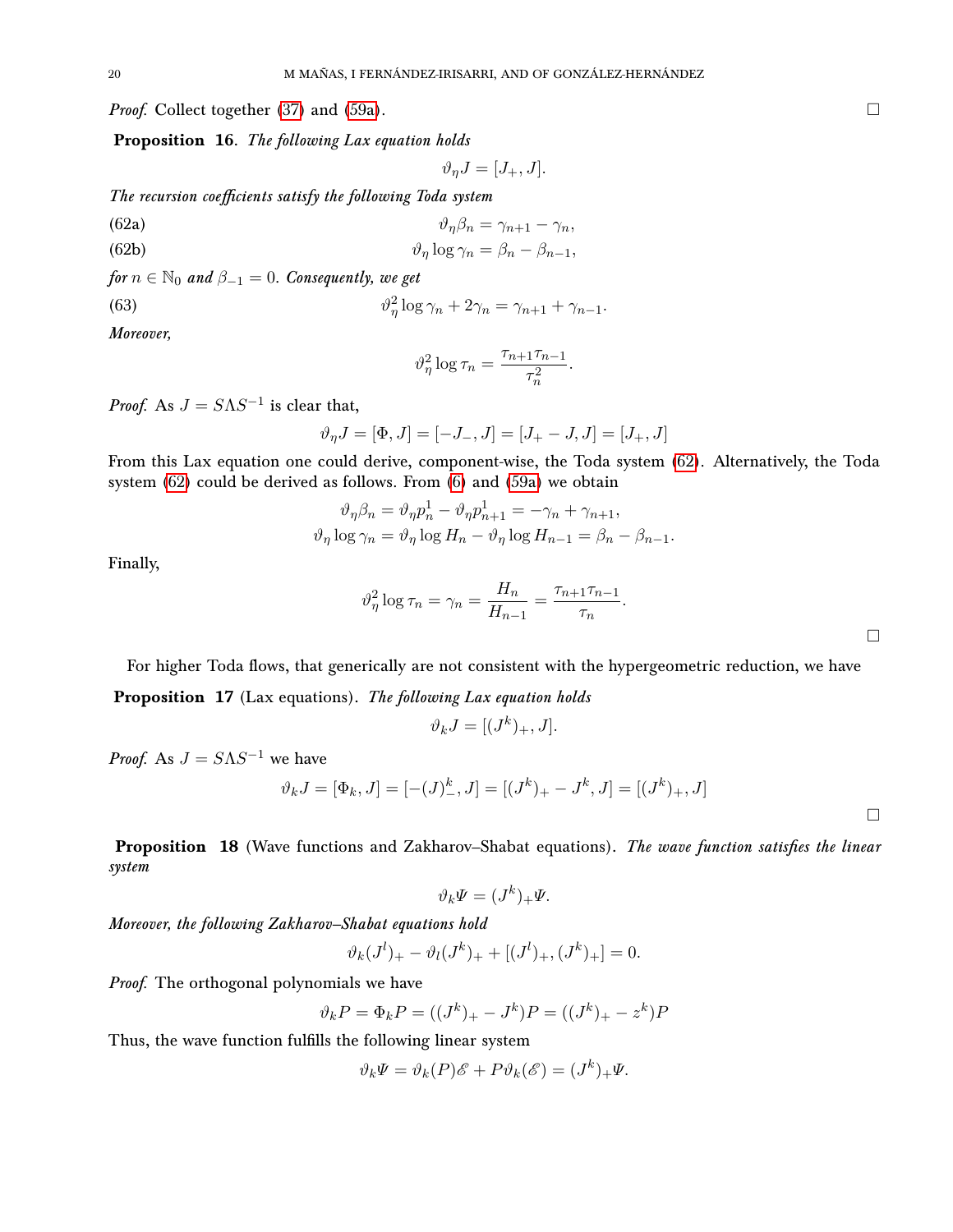*Proof.* Collect together (37) and (59a). □

**Proposition 16.** *The following Lax equation holds*

$$\vartheta_\eta J = [J_+, J].$$

*The recursion coefficients satisfy the following Toda system*

$$\vartheta_\eta \beta_n = \gamma_{n+1} - \gamma_n, \tag{62a}$$

$$\vartheta_\eta \log \gamma_n = \beta_n - \beta_{n-1}, \tag{62b}$$

*for* $n \in \mathbb{N}_0$ *and* $\beta_{-1} = 0$. *Consequently, we get*

$$\vartheta_\eta^2 \log \gamma_n + 2\gamma_n = \gamma_{n+1} + \gamma_{n-1}. \tag{63}$$

*Moreover,*

$$\vartheta_\eta^2 \log \tau_n = \frac{\tau_{n+1}\tau_{n-1}}{\tau_n^2}.$$

*Proof.* As $J = S\Lambda S^{-1}$ is clear that,

$$\vartheta_\eta J = [\Phi, J] = [-J_-, J] = [J_+ - J, J] = [J_+, J]$$

From this Lax equation one could derive, component-wise, the Toda system (62). Alternatively, the Toda system (62) could be derived as follows. From (6) and (59a) we obtain

$$\vartheta_\eta \beta_n = \vartheta_\eta p^1_n - \vartheta_\eta p^1_{n+1} = -\gamma_n + \gamma_{n+1},$$
$$\vartheta_\eta \log \gamma_n = \vartheta_\eta \log H_n - \vartheta_\eta \log H_{n-1} = \beta_n - \beta_{n-1}.$$

Finally,

$$\vartheta_\eta^2 \log \tau_n = \gamma_n = \frac{H_n}{H_{n-1}} = \frac{\tau_{n+1}\tau_{n-1}}{\tau_n}.$$

□

For higher Toda flows, that generically are not consistent with the hypergeometric reduction, we have

**Proposition 17** (Lax equations). *The following Lax equation holds*

$$\vartheta_k J = [(J^k)_+, J].$$

*Proof.* As $J = S\Lambda S^{-1}$ we have

$$\vartheta_k J = [\Phi_k, J] = [-(J)^k_-, J] = [(J^k)_+ - J^k, J] = [(J^k)_+, J]$$

□

**Proposition 18** (Wave functions and Zakharov–Shabat equations). *The wave function satisfies the linear system*

$$\vartheta_k \mathit{\Psi} = (J^k)_+ \mathit{\Psi}.$$

*Moreover, the following Zakharov–Shabat equations hold*

$$\vartheta_k (J^l)_+ - \vartheta_l (J^k)_+ + [(J^l)_+, (J^k)_+] = 0.$$

*Proof.* The orthogonal polynomials we have

$$\vartheta_k P = \Phi_k P = ((J^k)_+ - J^k)P = ((J^k)_+ - z^k)P$$

Thus, the wave function fulfills the following linear system

$$\vartheta_k \mathit{\Psi} = \vartheta_k(P)\mathscr{E} + P\vartheta_k(\mathscr{E}) = (J^k)_+ \mathit{\Psi}.$$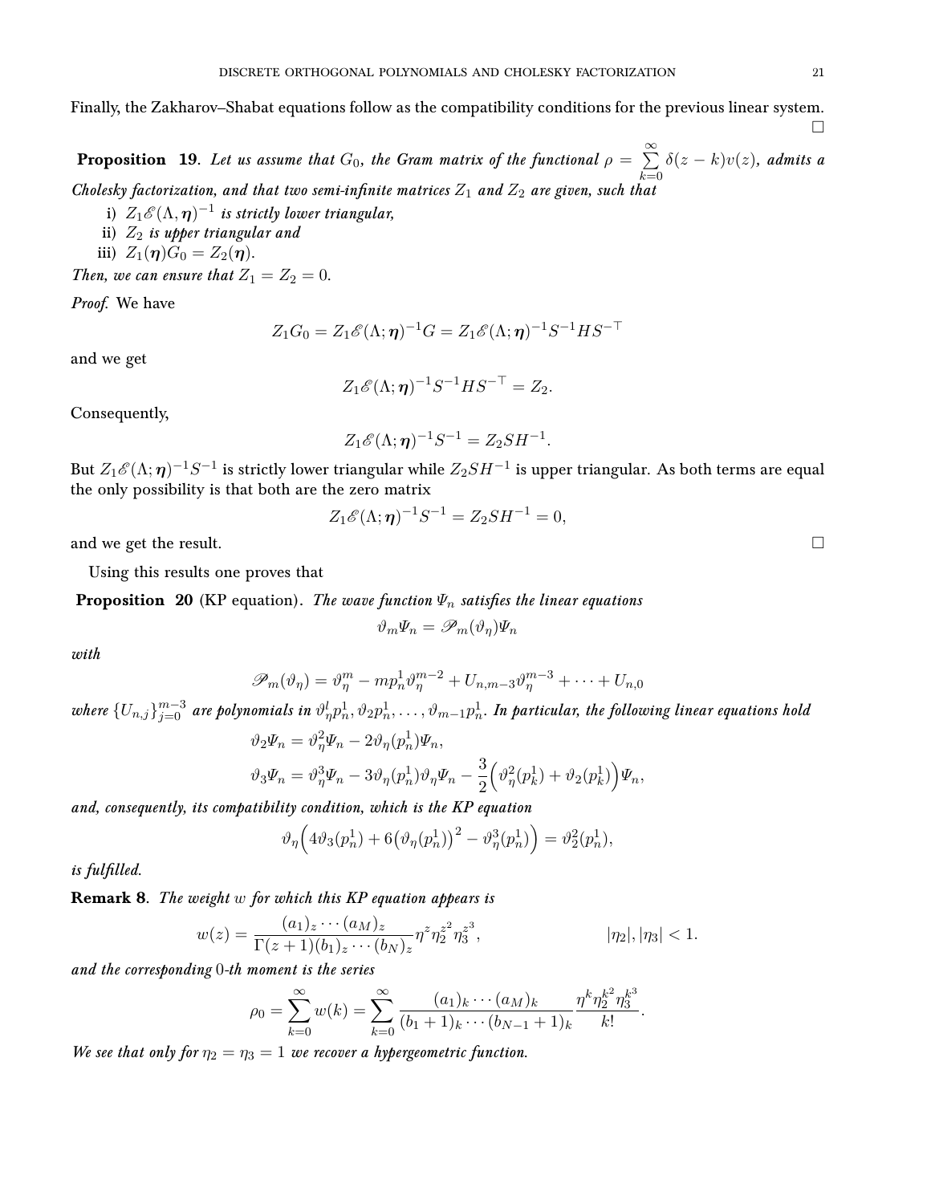Finally, the Zakharov–Shabat equations follow as the compatibility conditions for the previous linear system. □

**Proposition 19**. *Let us assume that $G_0$, the Gram matrix of the functional $\rho = \sum_{k=0}^{\infty} \delta(z-k)v(z)$, admits a Cholesky factorization, and that two semi-infinite matrices $Z_1$ and $Z_2$ are given, such that*

i) *$Z_1 \mathscr{E}(\Lambda, \boldsymbol{\eta})^{-1}$ is strictly lower triangular,*
ii) *$Z_2$ is upper triangular and*
iii) *$Z_1(\boldsymbol{\eta}) G_0 = Z_2(\boldsymbol{\eta})$.*

*Then, we can ensure that $Z_1 = Z_2 = 0$.*

*Proof.* We have

$$Z_1 G_0 = Z_1 \mathscr{E}(\Lambda; \boldsymbol{\eta})^{-1} G = Z_1 \mathscr{E}(\Lambda; \boldsymbol{\eta})^{-1} S^{-1} H S^{-\top}$$

and we get

$$Z_1 \mathscr{E}(\Lambda; \boldsymbol{\eta})^{-1} S^{-1} H S^{-\top} = Z_2.$$

Consequently,

$$Z_1 \mathscr{E}(\Lambda; \boldsymbol{\eta})^{-1} S^{-1} = Z_2 S H^{-1}.$$

But $Z_1 \mathscr{E}(\Lambda; \boldsymbol{\eta})^{-1} S^{-1}$ is strictly lower triangular while $Z_2 S H^{-1}$ is upper triangular. As both terms are equal the only possibility is that both are the zero matrix

$$Z_1 \mathscr{E}(\Lambda; \boldsymbol{\eta})^{-1} S^{-1} = Z_2 S H^{-1} = 0,$$

and we get the result. □

Using this results one proves that

**Proposition 20** (KP equation). *The wave function $\Psi_n$ satisfies the linear equations*

$$\vartheta_m \Psi_n = \mathscr{P}_m(\vartheta_\eta)\Psi_n$$

*with*

$$\mathscr{P}_m(\vartheta_\eta) = \vartheta_\eta^m - m p_n^1 \vartheta_\eta^{m-2} + U_{n,m-3}\vartheta_\eta^{m-3} + \cdots + U_{n,0}$$

*where $\{U_{n,j}\}_{j=0}^{m-3}$ are polynomials in $\vartheta_\eta^l p_n^1, \vartheta_2 p_n^1, \ldots, \vartheta_{m-1} p_n^1$. In particular, the following linear equations hold*

$$\vartheta_2 \Psi_n = \vartheta_\eta^2 \Psi_n - 2\vartheta_\eta(p_n^1)\Psi_n,$$

$$\vartheta_3 \Psi_n = \vartheta_\eta^3 \Psi_n - 3\vartheta_\eta(p_n^1)\vartheta_\eta \Psi_n - \frac{3}{2}\Big(\vartheta_\eta^2(p_k^1) + \vartheta_2(p_k^1)\Big)\Psi_n,$$

*and, consequently, its compatibility condition, which is the KP equation*

$$\vartheta_\eta\Big(4\vartheta_3(p_n^1) + 6\big(\vartheta_\eta(p_n^1)\big)^2 - \vartheta_\eta^3(p_n^1)\Big) = \vartheta_2^2(p_n^1),$$

*is fulfilled.*

**Remark 8**. *The weight $w$ for which this KP equation appears is*

$$w(z) = \frac{(a_1)_z \cdots (a_M)_z}{\Gamma(z+1)(b_1)_z \cdots (b_N)_z} \eta^z \eta_2^{z^2} \eta_3^{z^3}, \qquad |\eta_2|, |\eta_3| < 1.$$

*and the corresponding $0$-th moment is the series*

$$\rho_0 = \sum_{k=0}^{\infty} w(k) = \sum_{k=0}^{\infty} \frac{(a_1)_k \cdots (a_M)_k}{(b_1+1)_k \cdots (b_{N-1}+1)_k} \frac{\eta^k \eta_2^{k^2} \eta_3^{k^3}}{k!}.$$

*We see that only for $\eta_2 = \eta_3 = 1$ we recover a hypergeometric function.*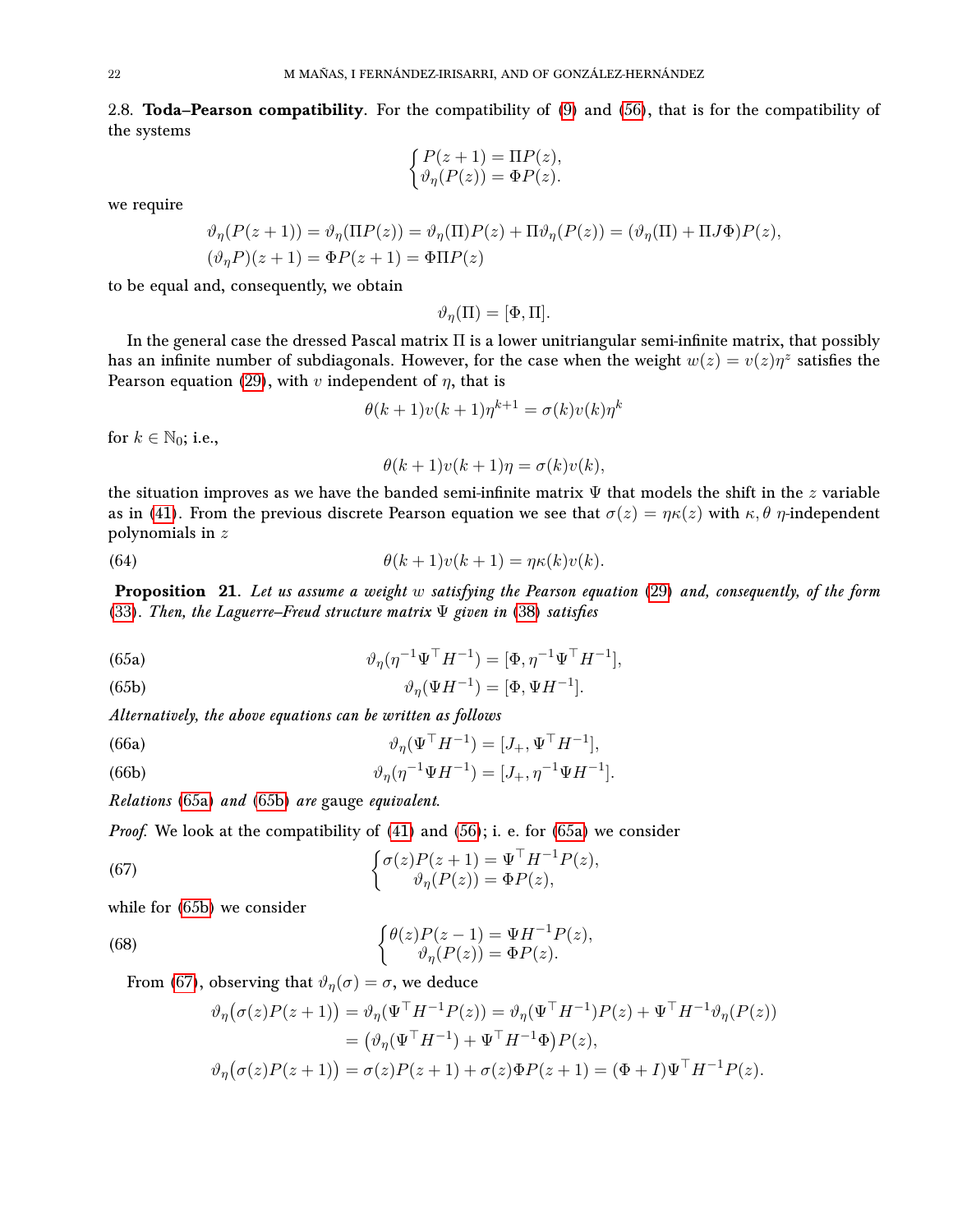2.8. **Toda–Pearson compatibility**. For the compatibility of (9) and (56), that is for the compatibility of the systems

$$\begin{cases} P(z+1) = \Pi P(z), \\ \vartheta_\eta(P(z)) = \Phi P(z). \end{cases}$$

we require

$$\vartheta_\eta(P(z+1)) = \vartheta_\eta(\Pi P(z)) = \vartheta_\eta(\Pi)P(z) + \Pi\vartheta_\eta(P(z)) = (\vartheta_\eta(\Pi) + \Pi J\Phi)P(z),$$
$$(\vartheta_\eta P)(z+1) = \Phi P(z+1) = \Phi\Pi P(z)$$

to be equal and, consequently, we obtain

$$\vartheta_\eta(\Pi) = [\Phi, \Pi].$$

In the general case the dressed Pascal matrix $\Pi$ is a lower unitriangular semi-infinite matrix, that possibly has an infinite number of subdiagonals. However, for the case when the weight $w(z) = v(z)\eta^z$ satisfies the Pearson equation (29), with $v$ independent of $\eta$, that is

$$\theta(k+1)v(k+1)\eta^{k+1} = \sigma(k)v(k)\eta^k$$

for $k \in \mathbb{N}_0$; i.e.,

$$\theta(k+1)v(k+1)\eta = \sigma(k)v(k),$$

the situation improves as we have the banded semi-infinite matrix $\Psi$ that models the shift in the $z$ variable as in (41). From the previous discrete Pearson equation we see that $\sigma(z) = \eta\kappa(z)$ with $\kappa, \theta$ $\eta$-independent polynomials in $z$

$$\theta(k+1)v(k+1) = \eta\kappa(k)v(k). \tag{64}$$

**Proposition 21**. *Let us assume a weight $w$ satisfying the Pearson equation (29) and, consequently, of the form (33). Then, the Laguerre–Freud structure matrix $\Psi$ given in (38) satisfies*

$$\vartheta_\eta(\eta^{-1}\Psi^\top H^{-1}) = [\Phi, \eta^{-1}\Psi^\top H^{-1}], \tag{65a}$$

$$\vartheta_\eta(\Psi H^{-1}) = [\Phi, \Psi H^{-1}]. \tag{65b}$$

*Alternatively, the above equations can be written as follows*

$$\vartheta_\eta(\Psi^\top H^{-1}) = [J_+, \Psi^\top H^{-1}], \tag{66a}$$

$$\vartheta_\eta(\eta^{-1}\Psi H^{-1}) = [J_+, \eta^{-1}\Psi H^{-1}]. \tag{66b}$$

*Relations (65a) and (65b) are* gauge *equivalent.*

*Proof.* We look at the compatibility of (41) and (56); i. e. for (65a) we consider

$$\begin{cases} \sigma(z)P(z+1) = \Psi^\top H^{-1}P(z), \\ \quad \vartheta_\eta(P(z)) = \Phi P(z), \end{cases} \tag{67}$$

while for (65b) we consider

$$\begin{cases} \theta(z)P(z-1) = \Psi H^{-1}P(z), \\ \quad \vartheta_\eta(P(z)) = \Phi P(z). \end{cases} \tag{68}$$

From (67), observing that $\vartheta_\eta(\sigma) = \sigma$, we deduce

$$\begin{aligned} \vartheta_\eta\big(\sigma(z)P(z+1)\big) &= \vartheta_\eta(\Psi^\top H^{-1}P(z)) = \vartheta_\eta(\Psi^\top H^{-1})P(z) + \Psi^\top H^{-1}\vartheta_\eta(P(z)) \\ &= \big(\vartheta_\eta(\Psi^\top H^{-1}) + \Psi^\top H^{-1}\Phi\big)P(z), \\ \vartheta_\eta\big(\sigma(z)P(z+1)\big) &= \sigma(z)P(z+1) + \sigma(z)\Phi P(z+1) = (\Phi + I)\Psi^\top H^{-1}P(z). \end{aligned}$$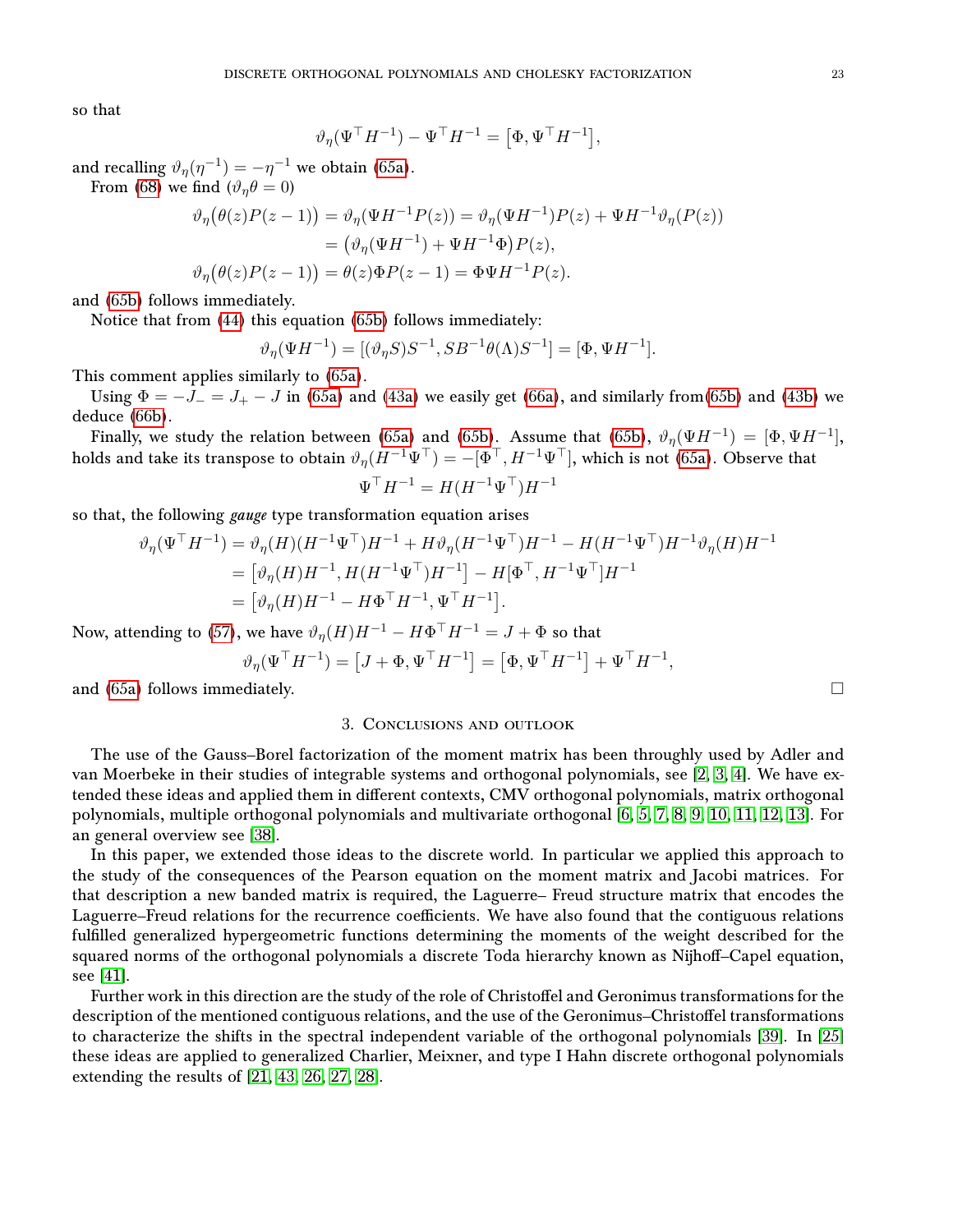so that

$$\vartheta_\eta(\Psi^\top H^{-1}) - \Psi^\top H^{-1} = \big[\Phi, \Psi^\top H^{-1}\big],$$

and recalling $\vartheta_\eta(\eta^{-1}) = -\eta^{-1}$ we obtain (65a).

From (68) we find ($\vartheta_\eta \theta = 0$)

$$\begin{aligned}
\vartheta_\eta\big(\theta(z)P(z-1)\big) &= \vartheta_\eta(\Psi H^{-1}P(z)) = \vartheta_\eta(\Psi H^{-1})P(z) + \Psi H^{-1}\vartheta_\eta(P(z)) \\
&= \big(\vartheta_\eta(\Psi H^{-1}) + \Psi H^{-1}\Phi\big)P(z), \\
\vartheta_\eta\big(\theta(z)P(z-1)\big) &= \theta(z)\Phi P(z-1) = \Phi\Psi H^{-1}P(z).
\end{aligned}$$

and (65b) follows immediately.

Notice that from (44) this equation (65b) follows immediately:

$$\vartheta_\eta(\Psi H^{-1}) = [(\vartheta_\eta S)S^{-1}, SB^{-1}\theta(\Lambda)S^{-1}] = [\Phi, \Psi H^{-1}].$$

This comment applies similarly to (65a).

Using $\Phi = -J_- = J_+ - J$ in (65a) and (43a) we easily get (66a), and similarly from(65b) and (43b) we deduce (66b).

Finally, we study the relation between (65a) and (65b). Assume that (65b), $\vartheta_\eta(\Psi H^{-1}) = [\Phi, \Psi H^{-1}]$, holds and take its transpose to obtain $\vartheta_\eta(H^{-1}\Psi^\top) = -[\Phi^\top, H^{-1}\Psi^\top]$, which is not (65a). Observe that

$$\Psi^\top H^{-1} = H(H^{-1}\Psi^\top)H^{-1}$$

so that, the following *gauge* type transformation equation arises

$$\begin{aligned}
\vartheta_\eta(\Psi^\top H^{-1}) &= \vartheta_\eta(H)(H^{-1}\Psi^\top)H^{-1} + H\vartheta_\eta(H^{-1}\Psi^\top)H^{-1} - H(H^{-1}\Psi^\top)H^{-1}\vartheta_\eta(H)H^{-1} \\
&= \big[\vartheta_\eta(H)H^{-1}, H(H^{-1}\Psi^\top)H^{-1}\big] - H[\Phi^\top, H^{-1}\Psi^\top]H^{-1} \\
&= \big[\vartheta_\eta(H)H^{-1} - H\Phi^\top H^{-1}, \Psi^\top H^{-1}\big].
\end{aligned}$$

Now, attending to (57), we have $\vartheta_\eta(H)H^{-1} - H\Phi^\top H^{-1} = J + \Phi$ so that

$$\vartheta_\eta(\Psi^\top H^{-1}) = \big[J + \Phi, \Psi^\top H^{-1}\big] = \big[\Phi, \Psi^\top H^{-1}\big] + \Psi^\top H^{-1},$$

and (65a) follows immediately. □

## 3. Conclusions and outlook

The use of the Gauss–Borel factorization of the moment matrix has been throughly used by Adler and van Moerbeke in their studies of integrable systems and orthogonal polynomials, see [2, 3, 4]. We have extended these ideas and applied them in different contexts, CMV orthogonal polynomials, matrix orthogonal polynomials, multiple orthogonal polynomials and multivariate orthogonal [6, 5, 7, 8, 9, 10, 11, 12, 13]. For an general overview see [38].

In this paper, we extended those ideas to the discrete world. In particular we applied this approach to the study of the consequences of the Pearson equation on the moment matrix and Jacobi matrices. For that description a new banded matrix is required, the Laguerre– Freud structure matrix that encodes the Laguerre–Freud relations for the recurrence coefficients. We have also found that the contiguous relations fulfilled generalized hypergeometric functions determining the moments of the weight described for the squared norms of the orthogonal polynomials a discrete Toda hierarchy known as Nijhoff–Capel equation, see [41].

Further work in this direction are the study of the role of Christoffel and Geronimus transformations for the description of the mentioned contiguous relations, and the use of the Geronimus–Christoffel transformations to characterize the shifts in the spectral independent variable of the orthogonal polynomials [39]. In [25] these ideas are applied to generalized Charlier, Meixner, and type I Hahn discrete orthogonal polynomials extending the results of [21, 43, 26, 27, 28].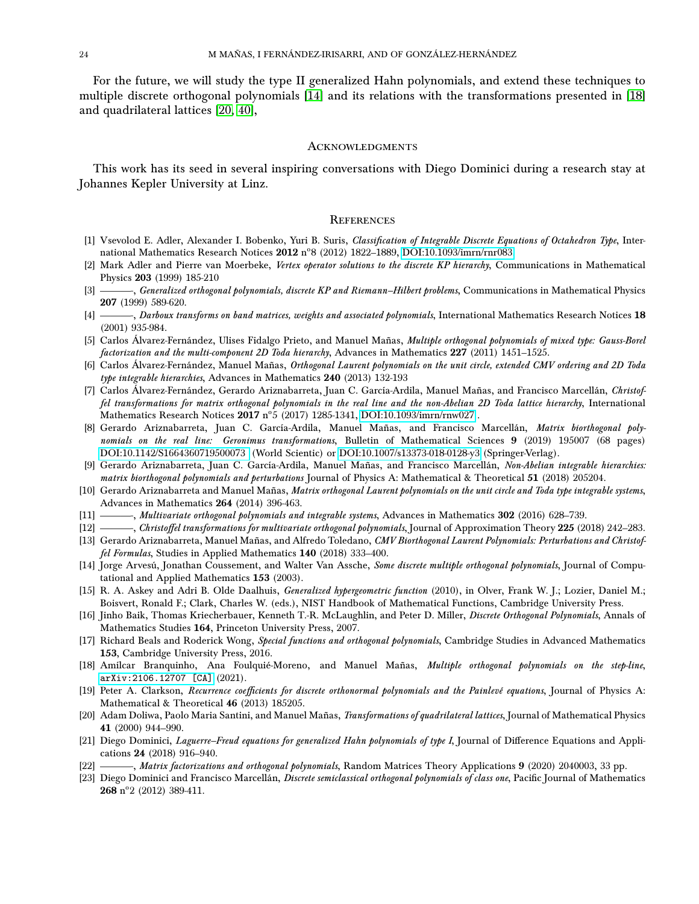For the future, we will study the type II generalized Hahn polynomials, and extend these techniques to multiple discrete orthogonal polynomials [14] and its relations with the transformations presented in [18] and quadrilateral lattices [20, 40],

## Acknowledgments

This work has its seed in several inspiring conversations with Diego Dominici during a research stay at Johannes Kepler University at Linz.

## References

[1] Vsevolod E. Adler, Alexander I. Bobenko, Yuri B. Suris, *Classification of Integrable Discrete Equations of Octahedron Type*, International Mathematics Research Notices **2012** nº8 (2012) 1822–1889, DOI:10.1093/imrn/rnr083.

[2] Mark Adler and Pierre van Moerbeke, *Vertex operator solutions to the discrete KP hierarchy*, Communications in Mathematical Physics **203** (1999) 185-210

[3] ———, *Generalized orthogonal polynomials, discrete KP and Riemann–Hilbert problems*, Communications in Mathematical Physics **207** (1999) 589-620.

[4] ———, *Darboux transforms on band matrices, weights and associated polynomials*, International Mathematics Research Notices **18** (2001) 935-984.

[5] Carlos Álvarez-Fernández, Ulises Fidalgo Prieto, and Manuel Mañas, *Multiple orthogonal polynomials of mixed type: Gauss-Borel factorization and the multi-component 2D Toda hierarchy*, Advances in Mathematics **227** (2011) 1451–1525.

[6] Carlos Álvarez-Fernández, Manuel Mañas, *Orthogonal Laurent polynomials on the unit circle, extended CMV ordering and 2D Toda type integrable hierarchies*, Advances in Mathematics **240** (2013) 132-193

[7] Carlos Álvarez-Fernández, Gerardo Ariznabarreta, Juan C. García-Ardila, Manuel Mañas, and Francisco Marcellán, *Christoffel transformations for matrix orthogonal polynomials in the real line and the non-Abelian 2D Toda lattice hierarchy*, International Mathematics Research Notices **2017** nº5 (2017) 1285-1341, DOI:10.1093/imrn/rnw027 .

[8] Gerardo Ariznabarreta, Juan C. García-Ardila, Manuel Mañas, and Francisco Marcellán, *Matrix biorthogonal polynomials on the real line: Geronimus transformations*, Bulletin of Mathematical Sciences **9** (2019) 195007 (68 pages) DOI:10.1142/S1664360719500073 (World Scientic) or DOI:10.1007/s13373-018-0128-y3 (Springer-Verlag).

[9] Gerardo Ariznabarreta, Juan C. García-Ardila, Manuel Mañas, and Francisco Marcellán, *Non-Abelian integrable hierarchies: matrix biorthogonal polynomials and perturbations* Journal of Physics A: Mathematical & Theoretical **51** (2018) 205204.

[10] Gerardo Ariznabarreta and Manuel Mañas, *Matrix orthogonal Laurent polynomials on the unit circle and Toda type integrable systems*, Advances in Mathematics **264** (2014) 396-463.

[11] ———, *Multivariate orthogonal polynomials and integrable systems*, Advances in Mathematics **302** (2016) 628–739.

[12] ———, *Christoffel transformations for multivariate orthogonal polynomials*, Journal of Approximation Theory **225** (2018) 242–283.

[13] Gerardo Ariznabarreta, Manuel Mañas, and Alfredo Toledano, *CMV Biorthogonal Laurent Polynomials: Perturbations and Christoffel Formulas*, Studies in Applied Mathematics **140** (2018) 333–400.

[14] Jorge Arvesú, Jonathan Coussement, and Walter Van Assche, *Some discrete multiple orthogonal polynomials*, Journal of Computational and Applied Mathematics **153** (2003).

[15] R. A. Askey and Adri B. Olde Daalhuis, *Generalized hypergeometric function* (2010), in Olver, Frank W. J.; Lozier, Daniel M.; Boisvert, Ronald F.; Clark, Charles W. (eds.), NIST Handbook of Mathematical Functions, Cambridge University Press.

[16] Jinho Baik, Thomas Kriecherbauer, Kenneth T.-R. McLaughlin, and Peter D. Miller, *Discrete Orthogonal Polynomials*, Annals of Mathematics Studies **164**, Princeton University Press, 2007.

[17] Richard Beals and Roderick Wong, *Special functions and orthogonal polynomials*, Cambridge Studies in Advanced Mathematics **153**, Cambridge University Press, 2016.

[18] Amílcar Branquinho, Ana Foulquié-Moreno, and Manuel Mañas, *Multiple orthogonal polynomials on the step-line*, `arXiv:2106.12707 [CA]` (2021).

[19] Peter A. Clarkson, *Recurrence coefficients for discrete orthonormal polynomials and the Painlevé equations*, Journal of Physics A: Mathematical & Theoretical **46** (2013) 185205.

[20] Adam Doliwa, Paolo Maria Santini, and Manuel Mañas, *Transformations of quadrilateral lattices*, Journal of Mathematical Physics **41** (2000) 944–990.

[21] Diego Dominici, *Laguerre–Freud equations for generalized Hahn polynomials of type I*, Journal of Difference Equations and Applications **24** (2018) 916–940.

[22] ———, *Matrix factorizations and orthogonal polynomials*, Random Matrices Theory Applications **9** (2020) 2040003, 33 pp.

[23] Diego Dominici and Francisco Marcellán, *Discrete semiclassical orthogonal polynomials of class one*, Pacific Journal of Mathematics **268** nº2 (2012) 389-411.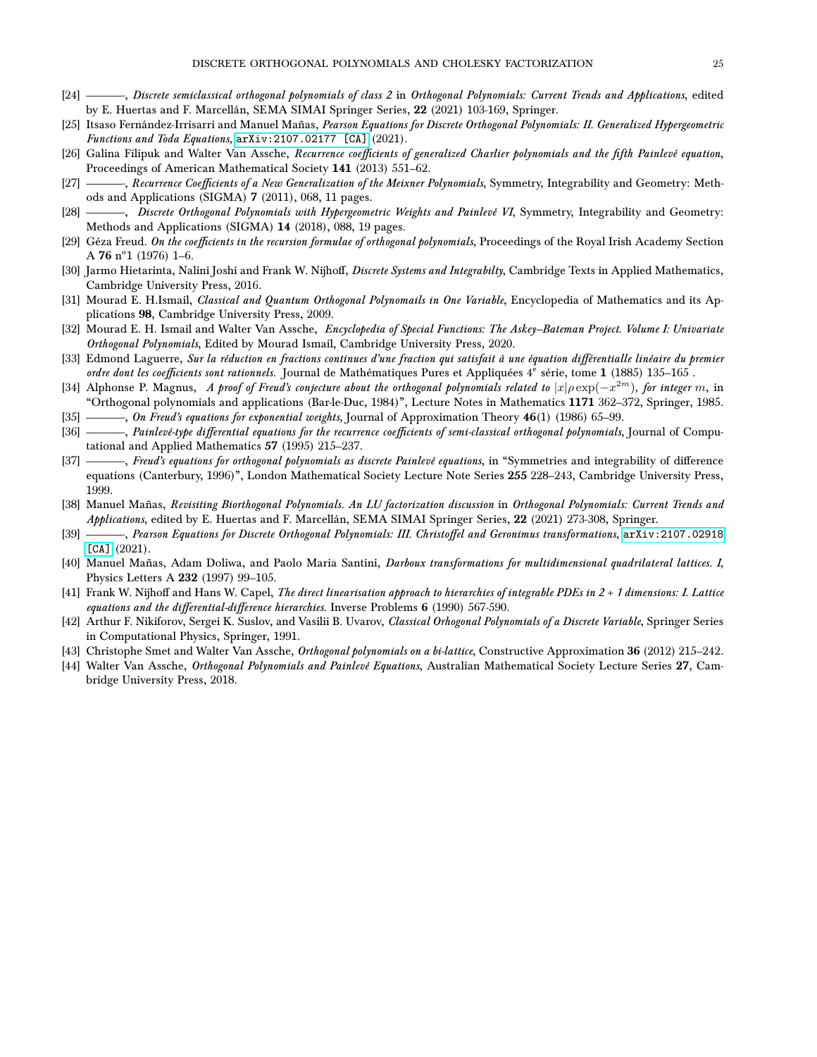[24] ———, *Discrete semiclassical orthogonal polynomials of class 2* in *Orthogonal Polynomials: Current Trends and Applications*, edited by E. Huertas and F. Marcellán, SEMA SIMAI Springer Series, **22** (2021) 103-169, Springer.

[25] Itsaso Fernández-Irrisarri and Manuel Mañas, *Pearson Equations for Discrete Orthogonal Polynomials: II. Generalized Hypergeometric Functions and Toda Equations*, arXiv:2107.02177 [CA] (2021).

[26] Galina Filipuk and Walter Van Assche, *Recurrence coefficients of generalized Charlier polynomials and the fifth Painlevé equation*, Proceedings of American Mathematical Society **141** (2013) 551–62.

[27] ———, *Recurrence Coefficients of a New Generalization of the Meixner Polynomials*, Symmetry, Integrability and Geometry: Methods and Applications (SIGMA) **7** (2011), 068, 11 pages.

[28] ———, *Discrete Orthogonal Polynomials with Hypergeometric Weights and Painlevé VI*, Symmetry, Integrability and Geometry: Methods and Applications (SIGMA) **14** (2018), 088, 19 pages.

[29] Géza Freud. *On the coefficients in the recursion formulae of orthogonal polynomials*, Proceedings of the Royal Irish Academy Section A **76** n°1 (1976) 1–6.

[30] Jarmo Hietarinta, Nalini Joshi and Frank W. Nijhoff, *Discrete Systems and Integrabilty*, Cambridge Texts in Applied Mathematics, Cambridge University Press, 2016.

[31] Mourad E. H.Ismail, *Classical and Quantum Orthogonal Polynomails in One Variable*, Encyclopedia of Mathematics and its Applications **98**, Cambridge University Press, 2009.

[32] Mourad E. H. Ismail and Walter Van Assche, *Encyclopedia of Special Functions: The Askey–Bateman Project. Volume I: Univariate Orthogonal Polynomials*, Edited by Mourad Ismail, Cambridge University Press, 2020.

[33] Edmond Laguerre, *Sur la réduction en fractions continues d'une fraction qui satisfait à une équation différentialle linéaire du premier ordre dont les coefficients sont rationnels.* Journal de Mathématiques Pures et Appliquées 4^e^ série, tome **1** (1885) 135–165 .

[34] Alphonse P. Magnus, *A proof of Freud's conjecture about the orthogonal polynomials related to $|x|\rho\exp(-x^{2m})$, for integer $m$*, in "Orthogonal polynomials and applications (Bar-le-Duc, 1984)", Lecture Notes in Mathematics **1171** 362–372, Springer, 1985.

[35] ———, *On Freud's equations for exponential weights*, Journal of Approximation Theory **46**(1) (1986) 65–99.

[36] ———, *Painlevé-type differential equations for the recurrence coefficients of semi-classical orthogonal polynomials*, Journal of Computational and Applied Mathematics **57** (1995) 215–237.

[37] ———, *Freud's equations for orthogonal polynomials as discrete Painlevé equations*, in "Symmetries and integrability of difference equations (Canterbury, 1996)", London Mathematical Society Lecture Note Series **255** 228–243, Cambridge University Press, 1999.

[38] Manuel Mañas, *Revisiting Biorthogonal Polynomials. An LU factorization discussion* in *Orthogonal Polynomials: Current Trends and Applications*, edited by E. Huertas and F. Marcellán, SEMA SIMAI Springer Series, **22** (2021) 273-308, Springer.

[39] ———, *Pearson Equations for Discrete Orthogonal Polynomials: III. Christoffel and Geronimus transformations*, arXiv:2107.02918 [CA] (2021).

[40] Manuel Mañas, Adam Doliwa, and Paolo Maria Santini, *Darboux transformations for multidimensional quadrilateral lattices. I*, Physics Letters A **232** (1997) 99–105.

[41] Frank W. Nijhoff and Hans W. Capel, *The direct linearisation approach to hierarchies of integrable PDEs in 2 + 1 dimensions: I. Lattice equations and the differential-difference hierarchies.* Inverse Problems **6** (1990) 567-590.

[42] Arthur F. Nikiforov, Sergei K. Suslov, and Vasilii B. Uvarov, *Classical Orhogonal Polynomials of a Discrete Variable*, Springer Series in Computational Physics, Springer, 1991.

[43] Christophe Smet and Walter Van Assche, *Orthogonal polynomials on a bi-lattice*, Constructive Approximation **36** (2012) 215–242.

[44] Walter Van Assche, *Orthogonal Polynomials and Painlevé Equations*, Australian Mathematical Society Lecture Series **27**, Cambridge University Press, 2018.